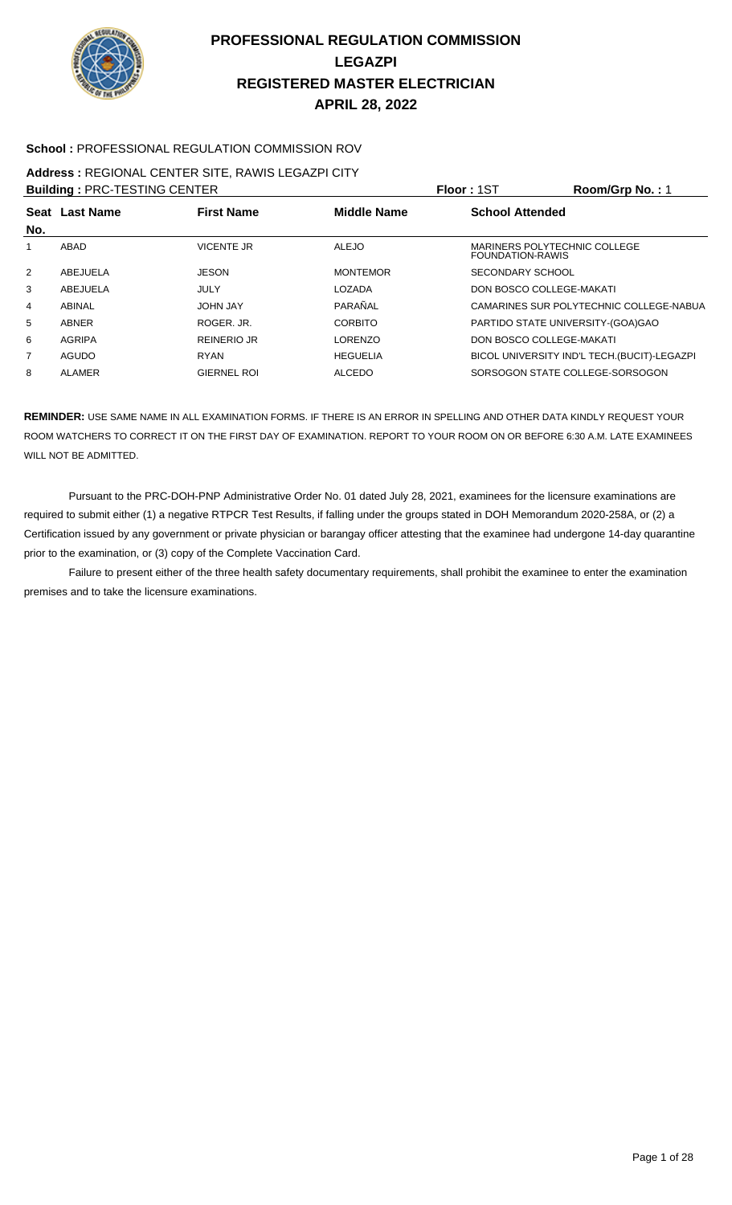# PROFESSIONAL REGULATION COMMISSION
## LEGAZPI
## REGISTERED MASTER ELECTRICIAN
## APRIL 28, 2022

**School :** PROFESSIONAL REGULATION COMMISSION ROV

**Address :** REGIONAL CENTER SITE, RAWIS LEGAZPI CITY

**Building :** PRC-TESTING CENTER **Floor :** 1ST **Room/Grp No. :** 1

| Seat No. | Last Name | First Name | Middle Name | School Attended |
|---|---|---|---|---|
| 1 | ABAD | VICENTE JR | ALEJO | MARINERS POLYTECHNIC COLLEGE FOUNDATION-RAWIS |
| 2 | ABEJUELA | JESON | MONTEMOR | SECONDARY SCHOOL |
| 3 | ABEJUELA | JULY | LOZADA | DON BOSCO COLLEGE-MAKATI |
| 4 | ABINAL | JOHN JAY | PARAÑAL | CAMARINES SUR POLYTECHNIC COLLEGE-NABUA |
| 5 | ABNER | ROGER. JR. | CORBITO | PARTIDO STATE UNIVERSITY-(GOA)GAO |
| 6 | AGRIPA | REINERIO JR | LORENZO | DON BOSCO COLLEGE-MAKATI |
| 7 | AGUDO | RYAN | HEGUELIA | BICOL UNIVERSITY IND'L TECH.(BUCIT)-LEGAZPI |
| 8 | ALAMER | GIERNEL ROI | ALCEDO | SORSOGON STATE COLLEGE-SORSOGON |

**REMINDER:** USE SAME NAME IN ALL EXAMINATION FORMS. IF THERE IS AN ERROR IN SPELLING AND OTHER DATA KINDLY REQUEST YOUR ROOM WATCHERS TO CORRECT IT ON THE FIRST DAY OF EXAMINATION. REPORT TO YOUR ROOM ON OR BEFORE 6:30 A.M. LATE EXAMINEES WILL NOT BE ADMITTED.

Pursuant to the PRC-DOH-PNP Administrative Order No. 01 dated July 28, 2021, examinees for the licensure examinations are required to submit either (1) a negative RTPCR Test Results, if falling under the groups stated in DOH Memorandum 2020-258A, or (2) a Certification issued by any government or private physician or barangay officer attesting that the examinee had undergone 14-day quarantine prior to the examination, or (3) copy of the Complete Vaccination Card.

Failure to present either of the three health safety documentary requirements, shall prohibit the examinee to enter the examination premises and to take the licensure examinations.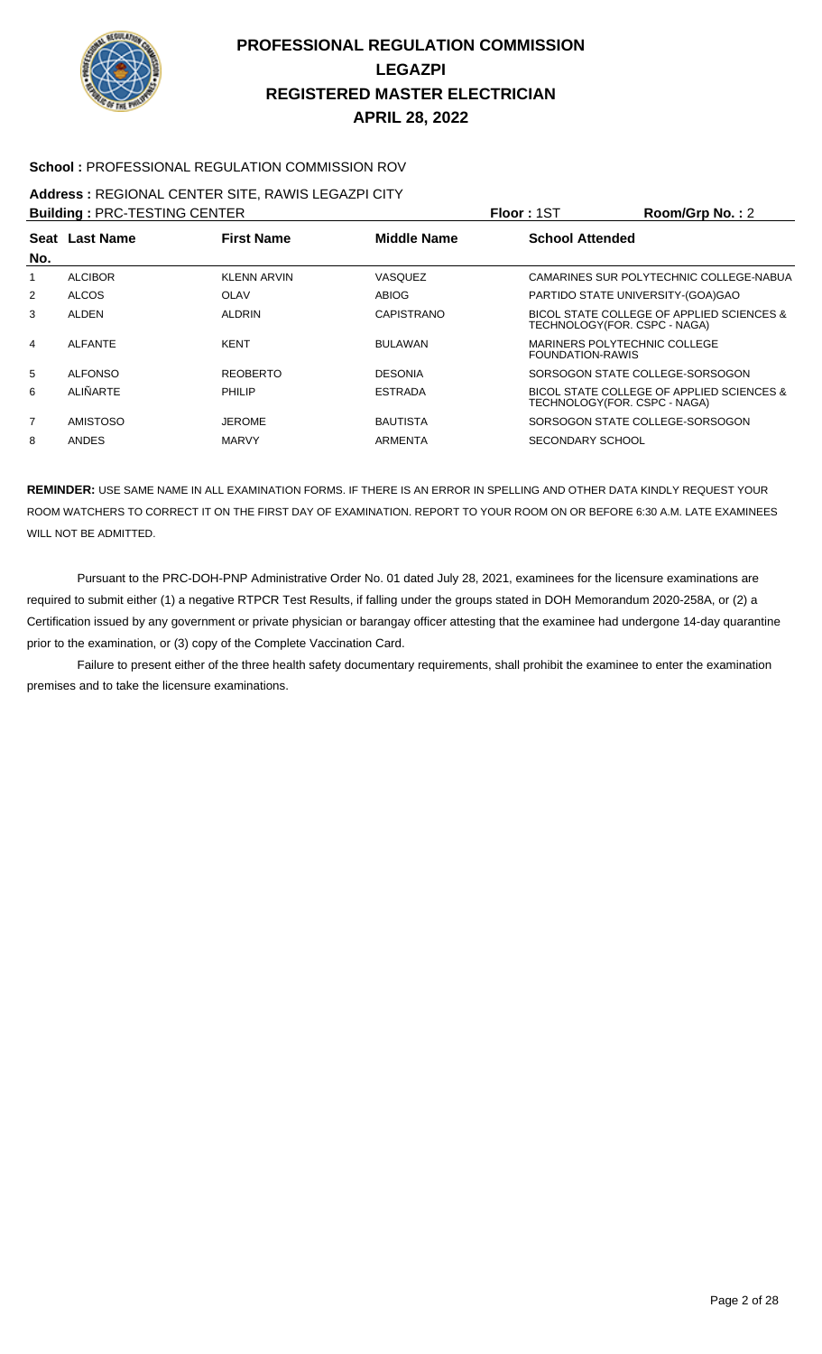# PROFESSIONAL REGULATION COMMISSION
## LEGAZPI
## REGISTERED MASTER ELECTRICIAN
## APRIL 28, 2022

**School :** PROFESSIONAL REGULATION COMMISSION ROV

**Address :** REGIONAL CENTER SITE, RAWIS LEGAZPI CITY

**Building :** PRC-TESTING CENTER **Floor :** 1ST **Room/Grp No. :** 2

| Seat No. | Last Name | First Name | Middle Name | School Attended |
|---|---|---|---|---|
| 1 | ALCIBOR | KLENN ARVIN | VASQUEZ | CAMARINES SUR POLYTECHNIC COLLEGE-NABUA |
| 2 | ALCOS | OLAV | ABIOG | PARTIDO STATE UNIVERSITY-(GOA)GAO |
| 3 | ALDEN | ALDRIN | CAPISTRANO | BICOL STATE COLLEGE OF APPLIED SCIENCES & TECHNOLOGY(FOR. CSPC - NAGA) |
| 4 | ALFANTE | KENT | BULAWAN | MARINERS POLYTECHNIC COLLEGE FOUNDATION-RAWIS |
| 5 | ALFONSO | REOBERTO | DESONIA | SORSOGON STATE COLLEGE-SORSOGON |
| 6 | ALIÑARTE | PHILIP | ESTRADA | BICOL STATE COLLEGE OF APPLIED SCIENCES & TECHNOLOGY(FOR. CSPC - NAGA) |
| 7 | AMISTOSO | JEROME | BAUTISTA | SORSOGON STATE COLLEGE-SORSOGON |
| 8 | ANDES | MARVY | ARMENTA | SECONDARY SCHOOL |

**REMINDER:** USE SAME NAME IN ALL EXAMINATION FORMS. IF THERE IS AN ERROR IN SPELLING AND OTHER DATA KINDLY REQUEST YOUR ROOM WATCHERS TO CORRECT IT ON THE FIRST DAY OF EXAMINATION. REPORT TO YOUR ROOM ON OR BEFORE 6:30 A.M. LATE EXAMINEES WILL NOT BE ADMITTED.

Pursuant to the PRC-DOH-PNP Administrative Order No. 01 dated July 28, 2021, examinees for the licensure examinations are required to submit either (1) a negative RTPCR Test Results, if falling under the groups stated in DOH Memorandum 2020-258A, or (2) a Certification issued by any government or private physician or barangay officer attesting that the examinee had undergone 14-day quarantine prior to the examination, or (3) copy of the Complete Vaccination Card.

Failure to present either of the three health safety documentary requirements, shall prohibit the examinee to enter the examination premises and to take the licensure examinations.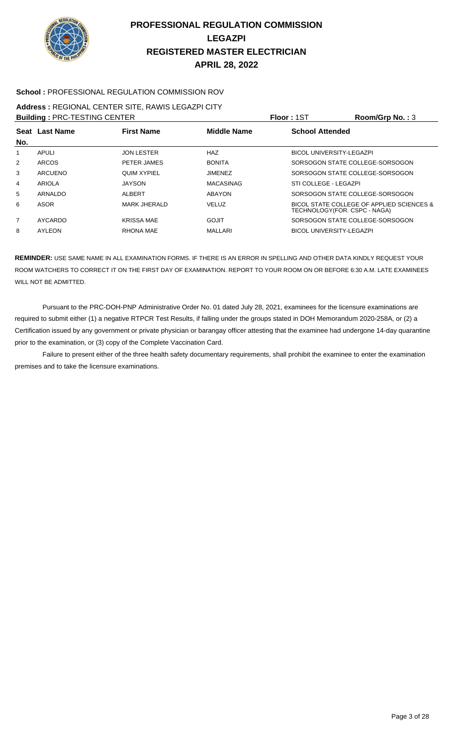# PROFESSIONAL REGULATION COMMISSION
## LEGAZPI
## REGISTERED MASTER ELECTRICIAN
## APRIL 28, 2022

**School :** PROFESSIONAL REGULATION COMMISSION ROV

**Address :** REGIONAL CENTER SITE, RAWIS LEGAZPI CITY

**Building :** PRC-TESTING CENTER **Floor :** 1ST **Room/Grp No. :** 3

| Seat No. | Last Name | First Name | Middle Name | School Attended |
|---|---|---|---|---|
| 1 | APULI | JON LESTER | HAZ | BICOL UNIVERSITY-LEGAZPI |
| 2 | ARCOS | PETER JAMES | BONITA | SORSOGON STATE COLLEGE-SORSOGON |
| 3 | ARCUENO | QUIM XYPIEL | JIMENEZ | SORSOGON STATE COLLEGE-SORSOGON |
| 4 | ARIOLA | JAYSON | MACASINAG | STI COLLEGE - LEGAZPI |
| 5 | ARNALDO | ALBERT | ABAYON | SORSOGON STATE COLLEGE-SORSOGON |
| 6 | ASOR | MARK JHERALD | VELUZ | BICOL STATE COLLEGE OF APPLIED SCIENCES & TECHNOLOGY(FOR. CSPC - NAGA) |
| 7 | AYCARDO | KRISSA MAE | GOJIT | SORSOGON STATE COLLEGE-SORSOGON |
| 8 | AYLEON | RHONA MAE | MALLARI | BICOL UNIVERSITY-LEGAZPI |

**REMINDER:** USE SAME NAME IN ALL EXAMINATION FORMS. IF THERE IS AN ERROR IN SPELLING AND OTHER DATA KINDLY REQUEST YOUR ROOM WATCHERS TO CORRECT IT ON THE FIRST DAY OF EXAMINATION. REPORT TO YOUR ROOM ON OR BEFORE 6:30 A.M. LATE EXAMINEES WILL NOT BE ADMITTED.

Pursuant to the PRC-DOH-PNP Administrative Order No. 01 dated July 28, 2021, examinees for the licensure examinations are required to submit either (1) a negative RTPCR Test Results, if falling under the groups stated in DOH Memorandum 2020-258A, or (2) a Certification issued by any government or private physician or barangay officer attesting that the examinee had undergone 14-day quarantine prior to the examination, or (3) copy of the Complete Vaccination Card.

Failure to present either of the three health safety documentary requirements, shall prohibit the examinee to enter the examination premises and to take the licensure examinations.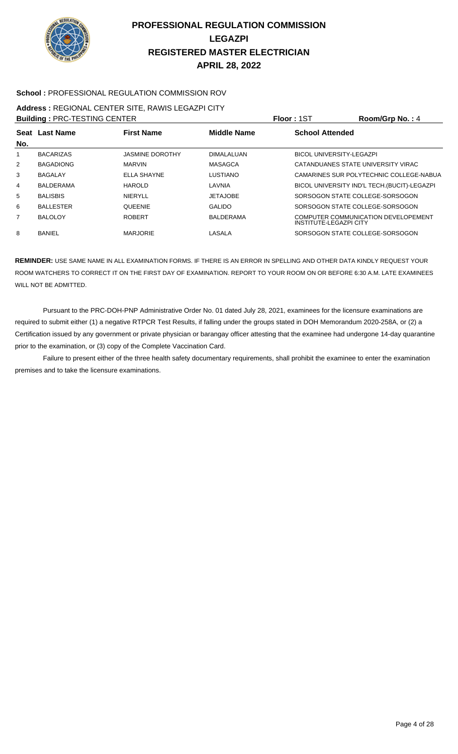# PROFESSIONAL REGULATION COMMISSION
# LEGAZPI
# REGISTERED MASTER ELECTRICIAN
# APRIL 28, 2022

**School :** PROFESSIONAL REGULATION COMMISSION ROV

**Address :** REGIONAL CENTER SITE, RAWIS LEGAZPI CITY

**Building :** PRC-TESTING CENTER **Floor :** 1ST **Room/Grp No. :** 4

| Seat No. | Last Name | First Name | Middle Name | School Attended |
|---|---|---|---|---|
| 1 | BACARIZAS | JASMINE DOROTHY | DIMALALUAN | BICOL UNIVERSITY-LEGAZPI |
| 2 | BAGADIONG | MARVIN | MASAGCA | CATANDUANES STATE UNIVERSITY VIRAC |
| 3 | BAGALAY | ELLA SHAYNE | LUSTIANO | CAMARINES SUR POLYTECHNIC COLLEGE-NABUA |
| 4 | BALDERAMA | HAROLD | LAVNIA | BICOL UNIVERSITY IND'L TECH.(BUCIT)-LEGAZPI |
| 5 | BALISBIS | NIERYLL | JETAJOBE | SORSOGON STATE COLLEGE-SORSOGON |
| 6 | BALLESTER | QUEENIE | GALIDO | SORSOGON STATE COLLEGE-SORSOGON |
| 7 | BALOLOY | ROBERT | BALDERAMA | COMPUTER COMMUNICATION DEVELOPEMENT INSTITUTE-LEGAZPI CITY |
| 8 | BANIEL | MARJORIE | LASALA | SORSOGON STATE COLLEGE-SORSOGON |

**REMINDER:** USE SAME NAME IN ALL EXAMINATION FORMS. IF THERE IS AN ERROR IN SPELLING AND OTHER DATA KINDLY REQUEST YOUR ROOM WATCHERS TO CORRECT IT ON THE FIRST DAY OF EXAMINATION. REPORT TO YOUR ROOM ON OR BEFORE 6:30 A.M. LATE EXAMINEES WILL NOT BE ADMITTED.

Pursuant to the PRC-DOH-PNP Administrative Order No. 01 dated July 28, 2021, examinees for the licensure examinations are required to submit either (1) a negative RTPCR Test Results, if falling under the groups stated in DOH Memorandum 2020-258A, or (2) a Certification issued by any government or private physician or barangay officer attesting that the examinee had undergone 14-day quarantine prior to the examination, or (3) copy of the Complete Vaccination Card.

Failure to present either of the three health safety documentary requirements, shall prohibit the examinee to enter the examination premises and to take the licensure examinations.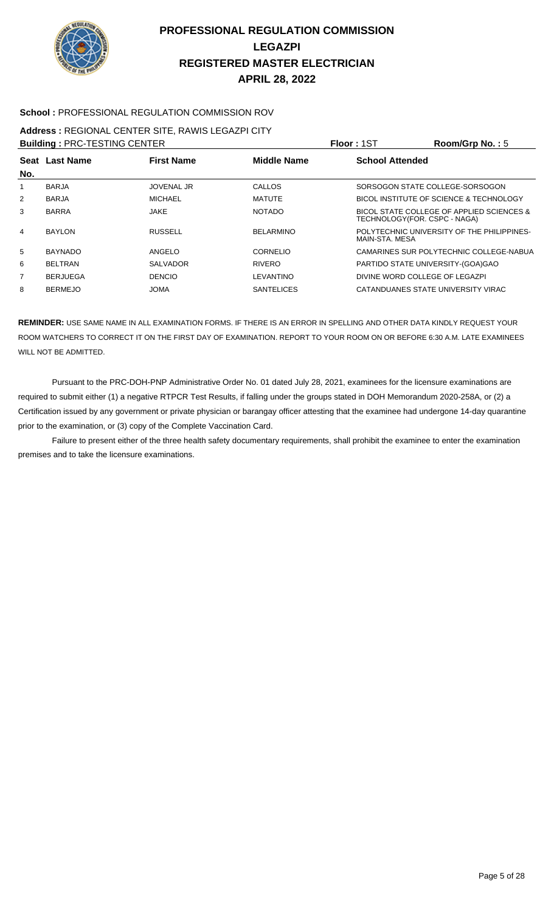# PROFESSIONAL REGULATION COMMISSION
## LEGAZPI
## REGISTERED MASTER ELECTRICIAN
## APRIL 28, 2022

**School :** PROFESSIONAL REGULATION COMMISSION ROV

**Address :** REGIONAL CENTER SITE, RAWIS LEGAZPI CITY

**Building :** PRC-TESTING CENTER **Floor :** 1ST **Room/Grp No. :** 5

| Seat No. | Last Name | First Name | Middle Name | School Attended |
|---|---|---|---|---|
| 1 | BARJA | JOVENAL JR | CALLOS | SORSOGON STATE COLLEGE-SORSOGON |
| 2 | BARJA | MICHAEL | MATUTE | BICOL INSTITUTE OF SCIENCE & TECHNOLOGY |
| 3 | BARRA | JAKE | NOTADO | BICOL STATE COLLEGE OF APPLIED SCIENCES & TECHNOLOGY(FOR. CSPC - NAGA) |
| 4 | BAYLON | RUSSELL | BELARMINO | POLYTECHNIC UNIVERSITY OF THE PHILIPPINES-MAIN-STA. MESA |
| 5 | BAYNADO | ANGELO | CORNELIO | CAMARINES SUR POLYTECHNIC COLLEGE-NABUA |
| 6 | BELTRAN | SALVADOR | RIVERO | PARTIDO STATE UNIVERSITY-(GOA)GAO |
| 7 | BERJUEGA | DENCIO | LEVANTINO | DIVINE WORD COLLEGE OF LEGAZPI |
| 8 | BERMEJO | JOMA | SANTELICES | CATANDUANES STATE UNIVERSITY VIRAC |

**REMINDER:** USE SAME NAME IN ALL EXAMINATION FORMS. IF THERE IS AN ERROR IN SPELLING AND OTHER DATA KINDLY REQUEST YOUR ROOM WATCHERS TO CORRECT IT ON THE FIRST DAY OF EXAMINATION. REPORT TO YOUR ROOM ON OR BEFORE 6:30 A.M. LATE EXAMINEES WILL NOT BE ADMITTED.

Pursuant to the PRC-DOH-PNP Administrative Order No. 01 dated July 28, 2021, examinees for the licensure examinations are required to submit either (1) a negative RTPCR Test Results, if falling under the groups stated in DOH Memorandum 2020-258A, or (2) a Certification issued by any government or private physician or barangay officer attesting that the examinee had undergone 14-day quarantine prior to the examination, or (3) copy of the Complete Vaccination Card.

Failure to present either of the three health safety documentary requirements, shall prohibit the examinee to enter the examination premises and to take the licensure examinations.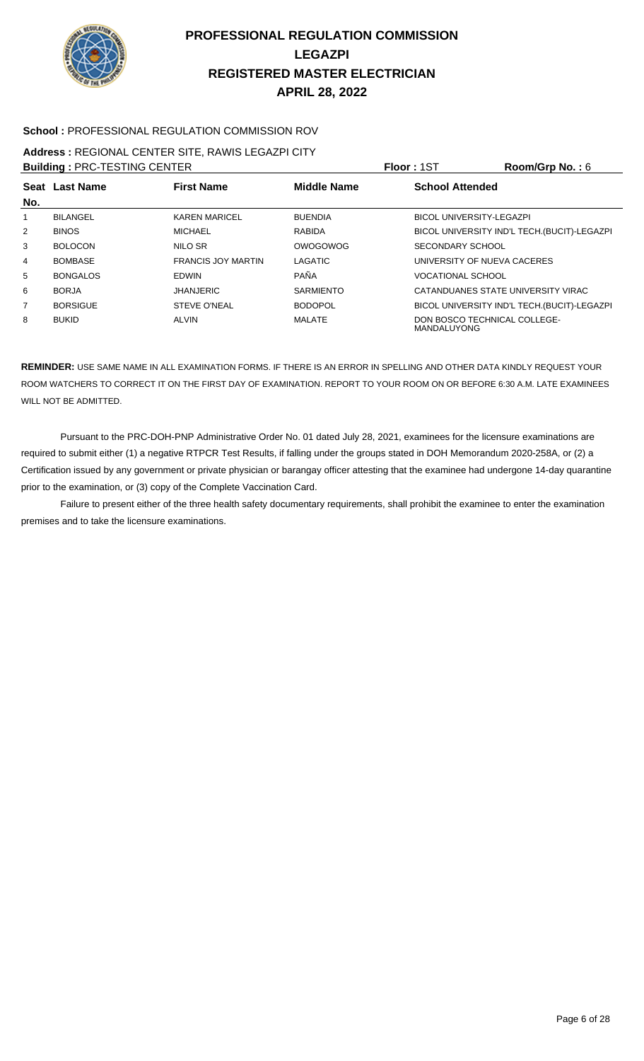# PROFESSIONAL REGULATION COMMISSION
## LEGAZPI
## REGISTERED MASTER ELECTRICIAN
## APRIL 28, 2022

**School :** PROFESSIONAL REGULATION COMMISSION ROV

**Address :** REGIONAL CENTER SITE, RAWIS LEGAZPI CITY

**Building :** PRC-TESTING CENTER **Floor :** 1ST **Room/Grp No. :** 6

| Seat No. | Last Name | First Name | Middle Name | School Attended |
|---|---|---|---|---|
| 1 | BILANGEL | KAREN MARICEL | BUENDIA | BICOL UNIVERSITY-LEGAZPI |
| 2 | BINOS | MICHAEL | RABIDA | BICOL UNIVERSITY IND'L TECH.(BUCIT)-LEGAZPI |
| 3 | BOLOCON | NILO SR | OWOGOWOG | SECONDARY SCHOOL |
| 4 | BOMBASE | FRANCIS JOY MARTIN | LAGATIC | UNIVERSITY OF NUEVA CACERES |
| 5 | BONGALOS | EDWIN | PAÑA | VOCATIONAL SCHOOL |
| 6 | BORJA | JHANJERIC | SARMIENTO | CATANDUANES STATE UNIVERSITY VIRAC |
| 7 | BORSIGUE | STEVE O'NEAL | BODOPOL | BICOL UNIVERSITY IND'L TECH.(BUCIT)-LEGAZPI |
| 8 | BUKID | ALVIN | MALATE | DON BOSCO TECHNICAL COLLEGE-MANDALUYONG |

**REMINDER:** USE SAME NAME IN ALL EXAMINATION FORMS. IF THERE IS AN ERROR IN SPELLING AND OTHER DATA KINDLY REQUEST YOUR ROOM WATCHERS TO CORRECT IT ON THE FIRST DAY OF EXAMINATION. REPORT TO YOUR ROOM ON OR BEFORE 6:30 A.M. LATE EXAMINEES WILL NOT BE ADMITTED.

Pursuant to the PRC-DOH-PNP Administrative Order No. 01 dated July 28, 2021, examinees for the licensure examinations are required to submit either (1) a negative RTPCR Test Results, if falling under the groups stated in DOH Memorandum 2020-258A, or (2) a Certification issued by any government or private physician or barangay officer attesting that the examinee had undergone 14-day quarantine prior to the examination, or (3) copy of the Complete Vaccination Card.

Failure to present either of the three health safety documentary requirements, shall prohibit the examinee to enter the examination premises and to take the licensure examinations.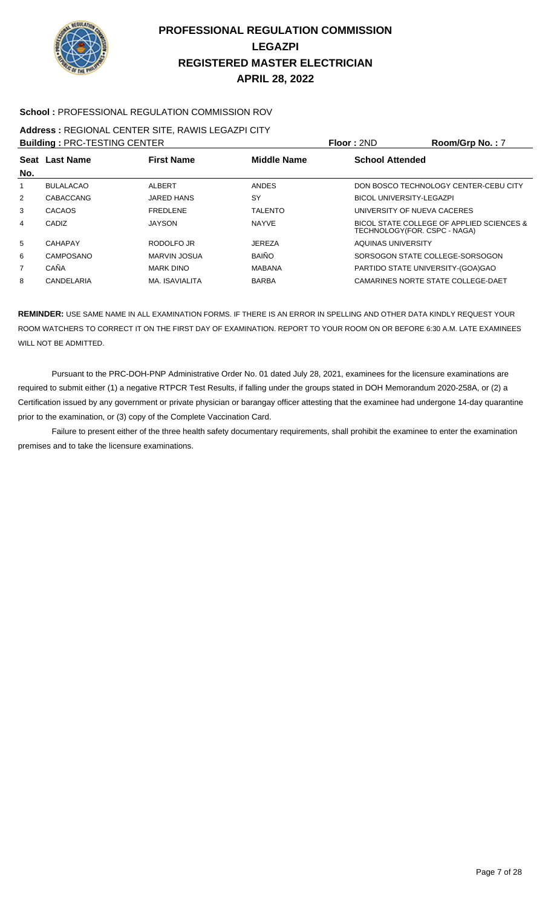# PROFESSIONAL REGULATION COMMISSION
# LEGAZPI
# REGISTERED MASTER ELECTRICIAN
# APRIL 28, 2022

**School :** PROFESSIONAL REGULATION COMMISSION ROV

**Address :** REGIONAL CENTER SITE, RAWIS LEGAZPI CITY

**Building :** PRC-TESTING CENTER **Floor :** 2ND **Room/Grp No. :** 7

| Seat No. | Last Name | First Name | Middle Name | School Attended |
|---|---|---|---|---|
| 1 | BULALACAO | ALBERT | ANDES | DON BOSCO TECHNOLOGY CENTER-CEBU CITY |
| 2 | CABACCANG | JARED HANS | SY | BICOL UNIVERSITY-LEGAZPI |
| 3 | CACAOS | FREDLENE | TALENTO | UNIVERSITY OF NUEVA CACERES |
| 4 | CADIZ | JAYSON | NAYVE | BICOL STATE COLLEGE OF APPLIED SCIENCES & TECHNOLOGY(FOR. CSPC - NAGA) |
| 5 | CAHAPAY | RODOLFO JR | JEREZA | AQUINAS UNIVERSITY |
| 6 | CAMPOSANO | MARVIN JOSUA | BAIÑO | SORSOGON STATE COLLEGE-SORSOGON |
| 7 | CAÑA | MARK DINO | MABANA | PARTIDO STATE UNIVERSITY-(GOA)GAO |
| 8 | CANDELARIA | MA. ISAVIALITA | BARBA | CAMARINES NORTE STATE COLLEGE-DAET |

**REMINDER:** USE SAME NAME IN ALL EXAMINATION FORMS. IF THERE IS AN ERROR IN SPELLING AND OTHER DATA KINDLY REQUEST YOUR ROOM WATCHERS TO CORRECT IT ON THE FIRST DAY OF EXAMINATION. REPORT TO YOUR ROOM ON OR BEFORE 6:30 A.M. LATE EXAMINEES WILL NOT BE ADMITTED.

Pursuant to the PRC-DOH-PNP Administrative Order No. 01 dated July 28, 2021, examinees for the licensure examinations are required to submit either (1) a negative RTPCR Test Results, if falling under the groups stated in DOH Memorandum 2020-258A, or (2) a Certification issued by any government or private physician or barangay officer attesting that the examinee had undergone 14-day quarantine prior to the examination, or (3) copy of the Complete Vaccination Card.

Failure to present either of the three health safety documentary requirements, shall prohibit the examinee to enter the examination premises and to take the licensure examinations.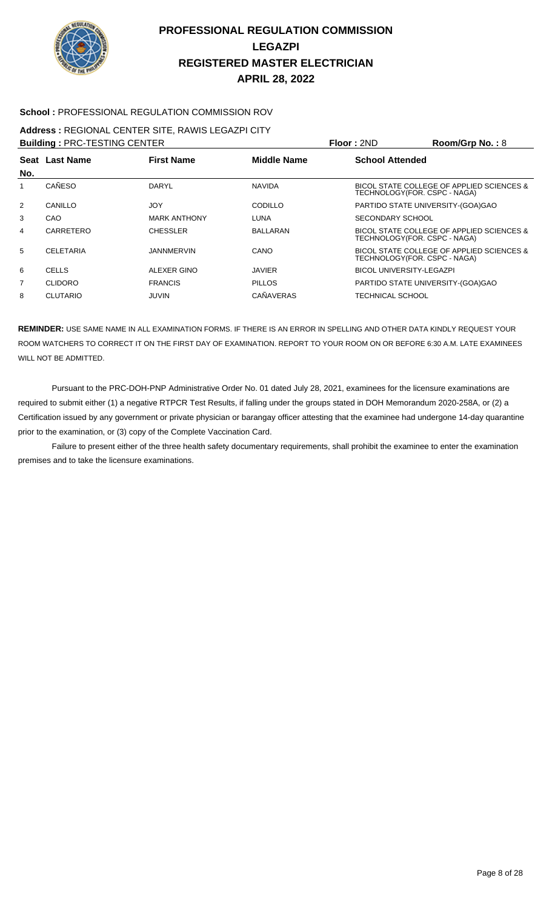# PROFESSIONAL REGULATION COMMISSION
# LEGAZPI
# REGISTERED MASTER ELECTRICIAN
# APRIL 28, 2022

**School :** PROFESSIONAL REGULATION COMMISSION ROV

**Address :** REGIONAL CENTER SITE, RAWIS LEGAZPI CITY

**Building :** PRC-TESTING CENTER **Floor :** 2ND **Room/Grp No. :** 8

| Seat No. | Last Name | First Name | Middle Name | School Attended |
|---|---|---|---|---|
| 1 | CAÑESO | DARYL | NAVIDA | BICOL STATE COLLEGE OF APPLIED SCIENCES & TECHNOLOGY(FOR. CSPC - NAGA) |
| 2 | CANILLO | JOY | CODILLO | PARTIDO STATE UNIVERSITY-(GOA)GAO |
| 3 | CAO | MARK ANTHONY | LUNA | SECONDARY SCHOOL |
| 4 | CARRETERO | CHESSLER | BALLARAN | BICOL STATE COLLEGE OF APPLIED SCIENCES & TECHNOLOGY(FOR. CSPC - NAGA) |
| 5 | CELETARIA | JANNMERVIN | CANO | BICOL STATE COLLEGE OF APPLIED SCIENCES & TECHNOLOGY(FOR. CSPC - NAGA) |
| 6 | CELLS | ALEXER GINO | JAVIER | BICOL UNIVERSITY-LEGAZPI |
| 7 | CLIDORO | FRANCIS | PILLOS | PARTIDO STATE UNIVERSITY-(GOA)GAO |
| 8 | CLUTARIO | JUVIN | CAÑAVERAS | TECHNICAL SCHOOL |

**REMINDER:** USE SAME NAME IN ALL EXAMINATION FORMS. IF THERE IS AN ERROR IN SPELLING AND OTHER DATA KINDLY REQUEST YOUR ROOM WATCHERS TO CORRECT IT ON THE FIRST DAY OF EXAMINATION. REPORT TO YOUR ROOM ON OR BEFORE 6:30 A.M. LATE EXAMINEES WILL NOT BE ADMITTED.

Pursuant to the PRC-DOH-PNP Administrative Order No. 01 dated July 28, 2021, examinees for the licensure examinations are required to submit either (1) a negative RTPCR Test Results, if falling under the groups stated in DOH Memorandum 2020-258A, or (2) a Certification issued by any government or private physician or barangay officer attesting that the examinee had undergone 14-day quarantine prior to the examination, or (3) copy of the Complete Vaccination Card.

Failure to present either of the three health safety documentary requirements, shall prohibit the examinee to enter the examination premises and to take the licensure examinations.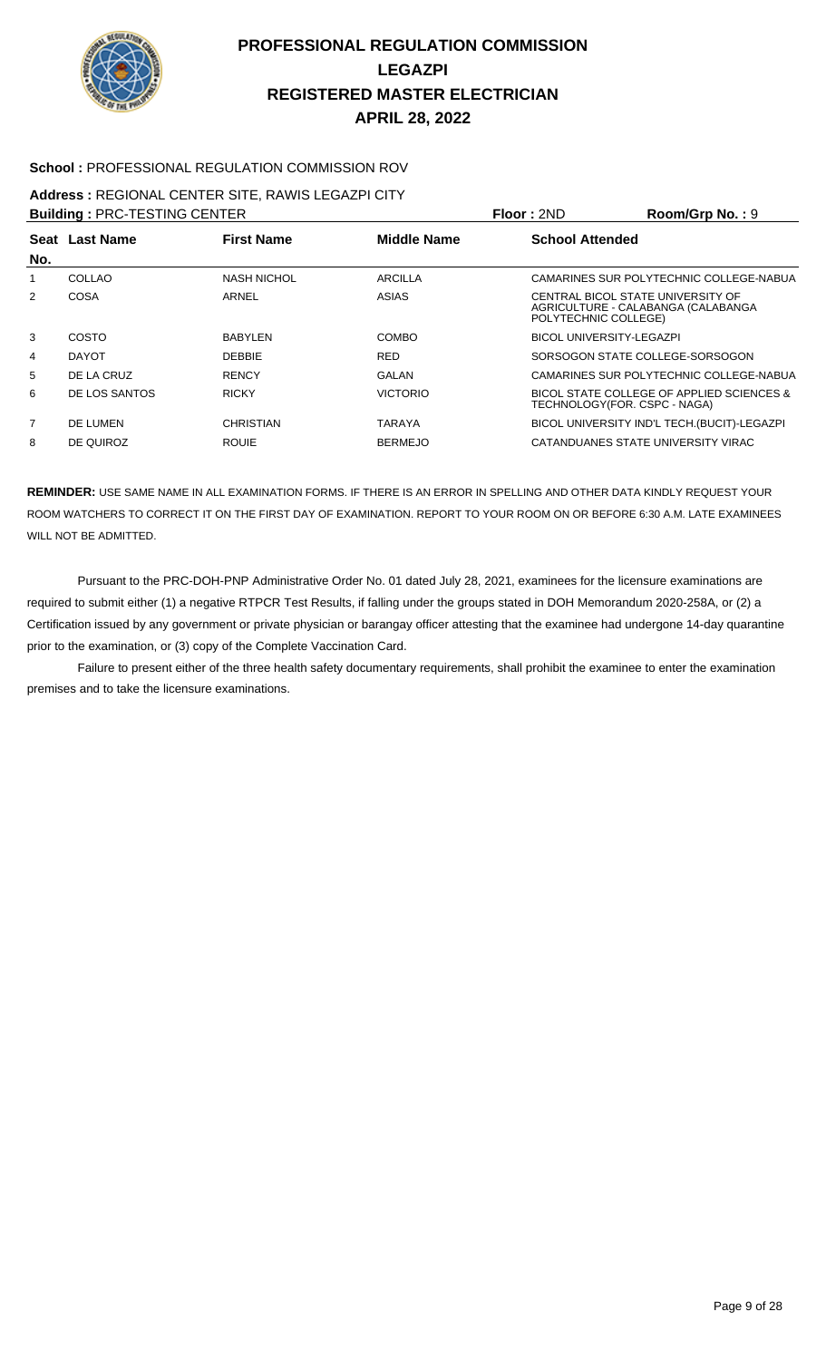# PROFESSIONAL REGULATION COMMISSION
## LEGAZPI
## REGISTERED MASTER ELECTRICIAN
## APRIL 28, 2022

**School :** PROFESSIONAL REGULATION COMMISSION ROV

**Address :** REGIONAL CENTER SITE, RAWIS LEGAZPI CITY

**Building :** PRC-TESTING CENTER **Floor :** 2ND **Room/Grp No. :** 9

| Seat No. | Last Name | First Name | Middle Name | School Attended |
|---|---|---|---|---|
| 1 | COLLAO | NASH NICHOL | ARCILLA | CAMARINES SUR POLYTECHNIC COLLEGE-NABUA |
| 2 | COSA | ARNEL | ASIAS | CENTRAL BICOL STATE UNIVERSITY OF AGRICULTURE - CALABANGA (CALABANGA POLYTECHNIC COLLEGE) |
| 3 | COSTO | BABYLEN | COMBO | BICOL UNIVERSITY-LEGAZPI |
| 4 | DAYOT | DEBBIE | RED | SORSOGON STATE COLLEGE-SORSOGON |
| 5 | DE LA CRUZ | RENCY | GALAN | CAMARINES SUR POLYTECHNIC COLLEGE-NABUA |
| 6 | DE LOS SANTOS | RICKY | VICTORIO | BICOL STATE COLLEGE OF APPLIED SCIENCES & TECHNOLOGY(FOR. CSPC - NAGA) |
| 7 | DE LUMEN | CHRISTIAN | TARAYA | BICOL UNIVERSITY IND'L TECH.(BUCIT)-LEGAZPI |
| 8 | DE QUIROZ | ROUIE | BERMEJO | CATANDUANES STATE UNIVERSITY VIRAC |

**REMINDER:** USE SAME NAME IN ALL EXAMINATION FORMS. IF THERE IS AN ERROR IN SPELLING AND OTHER DATA KINDLY REQUEST YOUR ROOM WATCHERS TO CORRECT IT ON THE FIRST DAY OF EXAMINATION. REPORT TO YOUR ROOM ON OR BEFORE 6:30 A.M. LATE EXAMINEES WILL NOT BE ADMITTED.

Pursuant to the PRC-DOH-PNP Administrative Order No. 01 dated July 28, 2021, examinees for the licensure examinations are required to submit either (1) a negative RTPCR Test Results, if falling under the groups stated in DOH Memorandum 2020-258A, or (2) a Certification issued by any government or private physician or barangay officer attesting that the examinee had undergone 14-day quarantine prior to the examination, or (3) copy of the Complete Vaccination Card.

Failure to present either of the three health safety documentary requirements, shall prohibit the examinee to enter the examination premises and to take the licensure examinations.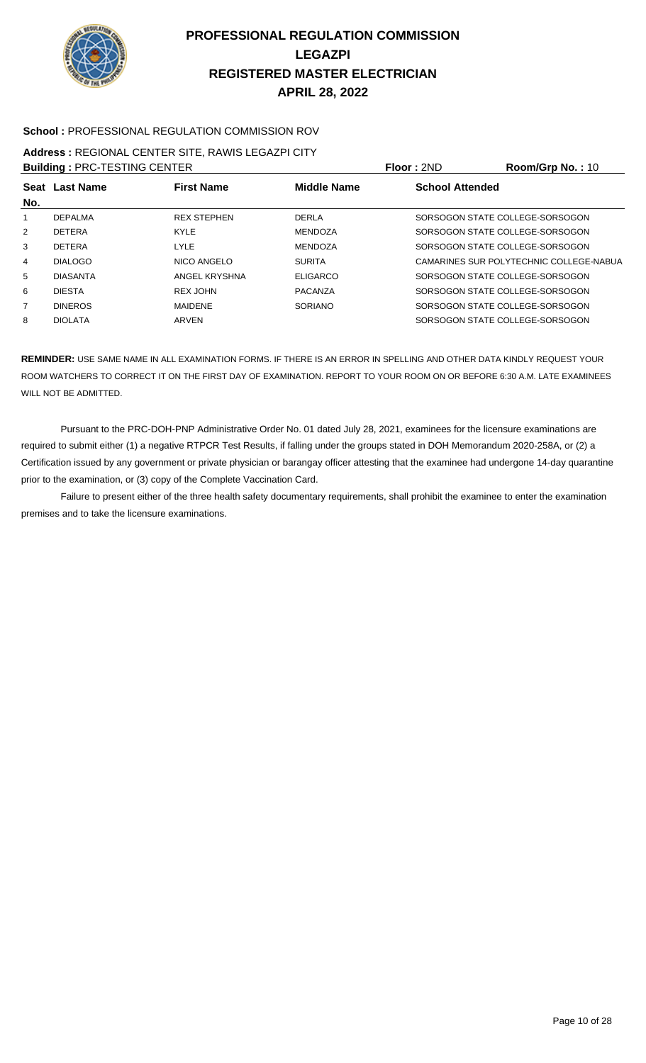# PROFESSIONAL REGULATION COMMISSION
## LEGAZPI
## REGISTERED MASTER ELECTRICIAN
## APRIL 28, 2022

**School :** PROFESSIONAL REGULATION COMMISSION ROV

**Address :** REGIONAL CENTER SITE, RAWIS LEGAZPI CITY

**Building :** PRC-TESTING CENTER **Floor :** 2ND **Room/Grp No. :** 10

| Seat No. | Last Name | First Name | Middle Name | School Attended |
|---|---|---|---|---|
| 1 | DEPALMA | REX STEPHEN | DERLA | SORSOGON STATE COLLEGE-SORSOGON |
| 2 | DETERA | KYLE | MENDOZA | SORSOGON STATE COLLEGE-SORSOGON |
| 3 | DETERA | LYLE | MENDOZA | SORSOGON STATE COLLEGE-SORSOGON |
| 4 | DIALOGO | NICO ANGELO | SURITA | CAMARINES SUR POLYTECHNIC COLLEGE-NABUA |
| 5 | DIASANTA | ANGEL KRYSHNA | ELIGARCO | SORSOGON STATE COLLEGE-SORSOGON |
| 6 | DIESTA | REX JOHN | PACANZA | SORSOGON STATE COLLEGE-SORSOGON |
| 7 | DINEROS | MAIDENE | SORIANO | SORSOGON STATE COLLEGE-SORSOGON |
| 8 | DIOLATA | ARVEN | | SORSOGON STATE COLLEGE-SORSOGON |

**REMINDER:** USE SAME NAME IN ALL EXAMINATION FORMS. IF THERE IS AN ERROR IN SPELLING AND OTHER DATA KINDLY REQUEST YOUR ROOM WATCHERS TO CORRECT IT ON THE FIRST DAY OF EXAMINATION. REPORT TO YOUR ROOM ON OR BEFORE 6:30 A.M. LATE EXAMINEES WILL NOT BE ADMITTED.

Pursuant to the PRC-DOH-PNP Administrative Order No. 01 dated July 28, 2021, examinees for the licensure examinations are required to submit either (1) a negative RTPCR Test Results, if falling under the groups stated in DOH Memorandum 2020-258A, or (2) a Certification issued by any government or private physician or barangay officer attesting that the examinee had undergone 14-day quarantine prior to the examination, or (3) copy of the Complete Vaccination Card.

Failure to present either of the three health safety documentary requirements, shall prohibit the examinee to enter the examination premises and to take the licensure examinations.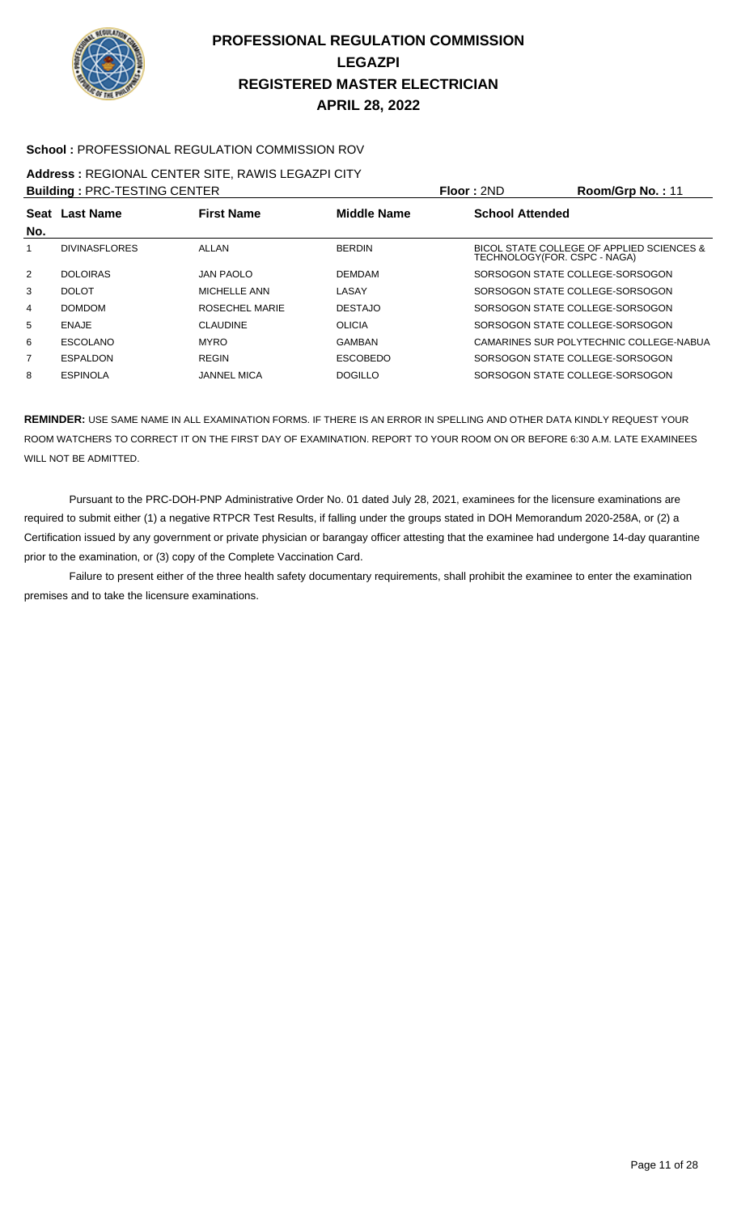# PROFESSIONAL REGULATION COMMISSION
# LEGAZPI
# REGISTERED MASTER ELECTRICIAN
# APRIL 28, 2022

**School :** PROFESSIONAL REGULATION COMMISSION ROV

**Address :** REGIONAL CENTER SITE, RAWIS LEGAZPI CITY

**Building :** PRC-TESTING CENTER **Floor :** 2ND **Room/Grp No. :** 11

| Seat No. | Last Name | First Name | Middle Name | School Attended |
|---|---|---|---|---|
| 1 | DIVINASFLORES | ALLAN | BERDIN | BICOL STATE COLLEGE OF APPLIED SCIENCES & TECHNOLOGY(FOR. CSPC - NAGA) |
| 2 | DOLOIRAS | JAN PAOLO | DEMDAM | SORSOGON STATE COLLEGE-SORSOGON |
| 3 | DOLOT | MICHELLE ANN | LASAY | SORSOGON STATE COLLEGE-SORSOGON |
| 4 | DOMDOM | ROSECHEL MARIE | DESTAJO | SORSOGON STATE COLLEGE-SORSOGON |
| 5 | ENAJE | CLAUDINE | OLICIA | SORSOGON STATE COLLEGE-SORSOGON |
| 6 | ESCOLANO | MYRO | GAMBAN | CAMARINES SUR POLYTECHNIC COLLEGE-NABUA |
| 7 | ESPALDON | REGIN | ESCOBEDO | SORSOGON STATE COLLEGE-SORSOGON |
| 8 | ESPINOLA | JANNEL MICA | DOGILLO | SORSOGON STATE COLLEGE-SORSOGON |

**REMINDER:** USE SAME NAME IN ALL EXAMINATION FORMS. IF THERE IS AN ERROR IN SPELLING AND OTHER DATA KINDLY REQUEST YOUR ROOM WATCHERS TO CORRECT IT ON THE FIRST DAY OF EXAMINATION. REPORT TO YOUR ROOM ON OR BEFORE 6:30 A.M. LATE EXAMINEES WILL NOT BE ADMITTED.

Pursuant to the PRC-DOH-PNP Administrative Order No. 01 dated July 28, 2021, examinees for the licensure examinations are required to submit either (1) a negative RTPCR Test Results, if falling under the groups stated in DOH Memorandum 2020-258A, or (2) a Certification issued by any government or private physician or barangay officer attesting that the examinee had undergone 14-day quarantine prior to the examination, or (3) copy of the Complete Vaccination Card.

Failure to present either of the three health safety documentary requirements, shall prohibit the examinee to enter the examination premises and to take the licensure examinations.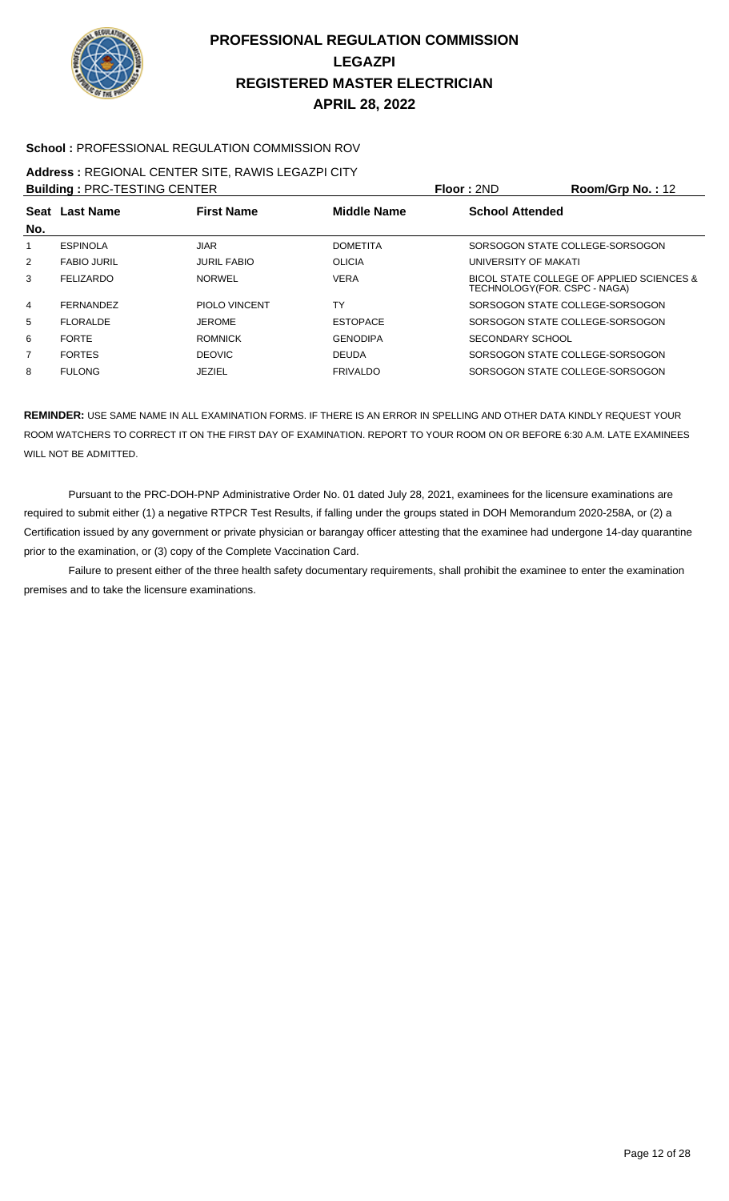# PROFESSIONAL REGULATION COMMISSION
## LEGAZPI
## REGISTERED MASTER ELECTRICIAN
## APRIL 28, 2022

**School :** PROFESSIONAL REGULATION COMMISSION ROV

**Address :** REGIONAL CENTER SITE, RAWIS LEGAZPI CITY

**Building :** PRC-TESTING CENTER **Floor :** 2ND **Room/Grp No. :** 12

| Seat No. | Last Name | First Name | Middle Name | School Attended |
|---|---|---|---|---|
| 1 | ESPINOLA | JIAR | DOMETITA | SORSOGON STATE COLLEGE-SORSOGON |
| 2 | FABIO JURIL | JURIL FABIO | OLICIA | UNIVERSITY OF MAKATI |
| 3 | FELIZARDO | NORWEL | VERA | BICOL STATE COLLEGE OF APPLIED SCIENCES & TECHNOLOGY(FOR. CSPC - NAGA) |
| 4 | FERNANDEZ | PIOLO VINCENT | TY | SORSOGON STATE COLLEGE-SORSOGON |
| 5 | FLORALDE | JEROME | ESTOPACE | SORSOGON STATE COLLEGE-SORSOGON |
| 6 | FORTE | ROMNICK | GENODIPA | SECONDARY SCHOOL |
| 7 | FORTES | DEOVIC | DEUDA | SORSOGON STATE COLLEGE-SORSOGON |
| 8 | FULONG | JEZIEL | FRIVALDO | SORSOGON STATE COLLEGE-SORSOGON |

**REMINDER:** USE SAME NAME IN ALL EXAMINATION FORMS. IF THERE IS AN ERROR IN SPELLING AND OTHER DATA KINDLY REQUEST YOUR ROOM WATCHERS TO CORRECT IT ON THE FIRST DAY OF EXAMINATION. REPORT TO YOUR ROOM ON OR BEFORE 6:30 A.M. LATE EXAMINEES WILL NOT BE ADMITTED.

Pursuant to the PRC-DOH-PNP Administrative Order No. 01 dated July 28, 2021, examinees for the licensure examinations are required to submit either (1) a negative RTPCR Test Results, if falling under the groups stated in DOH Memorandum 2020-258A, or (2) a Certification issued by any government or private physician or barangay officer attesting that the examinee had undergone 14-day quarantine prior to the examination, or (3) copy of the Complete Vaccination Card.

Failure to present either of the three health safety documentary requirements, shall prohibit the examinee to enter the examination premises and to take the licensure examinations.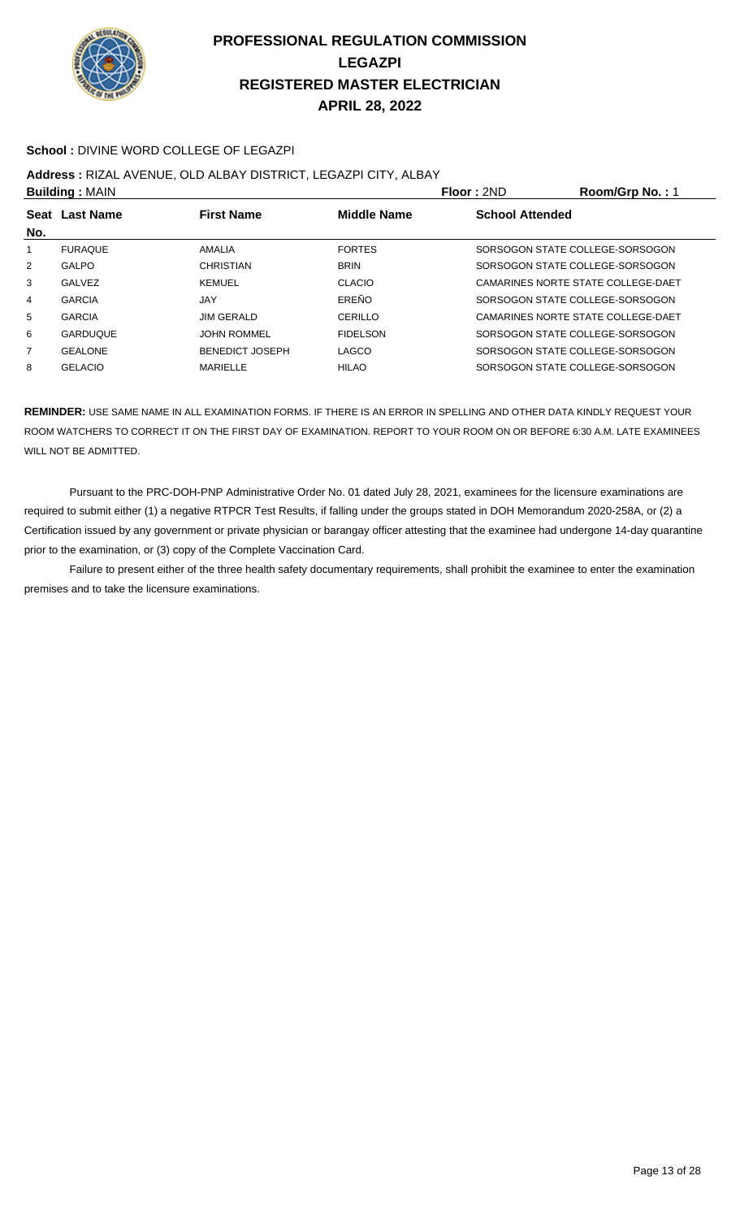# PROFESSIONAL REGULATION COMMISSION
# LEGAZPI
# REGISTERED MASTER ELECTRICIAN
# APRIL 28, 2022

**School :** DIVINE WORD COLLEGE OF LEGAZPI

**Address :** RIZAL AVENUE, OLD ALBAY DISTRICT, LEGAZPI CITY, ALBAY

**Building :** MAIN **Floor :** 2ND **Room/Grp No. :** 1

| Seat No. | Last Name | First Name | Middle Name | School Attended |
|---|---|---|---|---|
| 1 | FURAQUE | AMALIA | FORTES | SORSOGON STATE COLLEGE-SORSOGON |
| 2 | GALPO | CHRISTIAN | BRIN | SORSOGON STATE COLLEGE-SORSOGON |
| 3 | GALVEZ | KEMUEL | CLACIO | CAMARINES NORTE STATE COLLEGE-DAET |
| 4 | GARCIA | JAY | EREÑO | SORSOGON STATE COLLEGE-SORSOGON |
| 5 | GARCIA | JIM GERALD | CERILLO | CAMARINES NORTE STATE COLLEGE-DAET |
| 6 | GARDUQUE | JOHN ROMMEL | FIDELSON | SORSOGON STATE COLLEGE-SORSOGON |
| 7 | GEALONE | BENEDICT JOSEPH | LAGCO | SORSOGON STATE COLLEGE-SORSOGON |
| 8 | GELACIO | MARIELLE | HILAO | SORSOGON STATE COLLEGE-SORSOGON |

**REMINDER:** USE SAME NAME IN ALL EXAMINATION FORMS. IF THERE IS AN ERROR IN SPELLING AND OTHER DATA KINDLY REQUEST YOUR ROOM WATCHERS TO CORRECT IT ON THE FIRST DAY OF EXAMINATION. REPORT TO YOUR ROOM ON OR BEFORE 6:30 A.M. LATE EXAMINEES WILL NOT BE ADMITTED.

Pursuant to the PRC-DOH-PNP Administrative Order No. 01 dated July 28, 2021, examinees for the licensure examinations are required to submit either (1) a negative RTPCR Test Results, if falling under the groups stated in DOH Memorandum 2020-258A, or (2) a Certification issued by any government or private physician or barangay officer attesting that the examinee had undergone 14-day quarantine prior to the examination, or (3) copy of the Complete Vaccination Card.

Failure to present either of the three health safety documentary requirements, shall prohibit the examinee to enter the examination premises and to take the licensure examinations.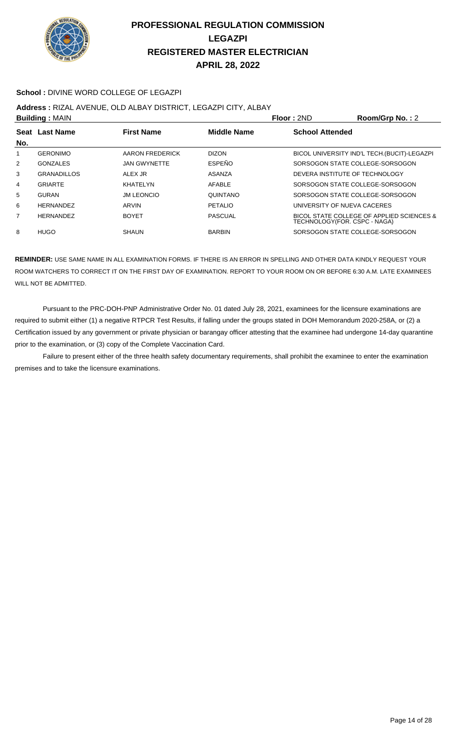# PROFESSIONAL REGULATION COMMISSION
# LEGAZPI
# REGISTERED MASTER ELECTRICIAN
# APRIL 28, 2022

**School :** DIVINE WORD COLLEGE OF LEGAZPI

**Address :** RIZAL AVENUE, OLD ALBAY DISTRICT, LEGAZPI CITY, ALBAY

**Building :** MAIN **Floor :** 2ND **Room/Grp No. :** 2

| Seat No. | Last Name | First Name | Middle Name | School Attended |
|---|---|---|---|---|
| 1 | GERONIMO | AARON FREDERICK | DIZON | BICOL UNIVERSITY IND'L TECH.(BUCIT)-LEGAZPI |
| 2 | GONZALES | JAN GWYNETTE | ESPEÑO | SORSOGON STATE COLLEGE-SORSOGON |
| 3 | GRANADILLOS | ALEX JR | ASANZA | DEVERA INSTITUTE OF TECHNOLOGY |
| 4 | GRIARTE | KHATELYN | AFABLE | SORSOGON STATE COLLEGE-SORSOGON |
| 5 | GURAN | JM LEONCIO | QUINTANO | SORSOGON STATE COLLEGE-SORSOGON |
| 6 | HERNANDEZ | ARVIN | PETALIO | UNIVERSITY OF NUEVA CACERES |
| 7 | HERNANDEZ | BOYET | PASCUAL | BICOL STATE COLLEGE OF APPLIED SCIENCES & TECHNOLOGY(FOR. CSPC - NAGA) |
| 8 | HUGO | SHAUN | BARBIN | SORSOGON STATE COLLEGE-SORSOGON |

**REMINDER:** USE SAME NAME IN ALL EXAMINATION FORMS. IF THERE IS AN ERROR IN SPELLING AND OTHER DATA KINDLY REQUEST YOUR ROOM WATCHERS TO CORRECT IT ON THE FIRST DAY OF EXAMINATION. REPORT TO YOUR ROOM ON OR BEFORE 6:30 A.M. LATE EXAMINEES WILL NOT BE ADMITTED.

Pursuant to the PRC-DOH-PNP Administrative Order No. 01 dated July 28, 2021, examinees for the licensure examinations are required to submit either (1) a negative RTPCR Test Results, if falling under the groups stated in DOH Memorandum 2020-258A, or (2) a Certification issued by any government or private physician or barangay officer attesting that the examinee had undergone 14-day quarantine prior to the examination, or (3) copy of the Complete Vaccination Card.

Failure to present either of the three health safety documentary requirements, shall prohibit the examinee to enter the examination premises and to take the licensure examinations.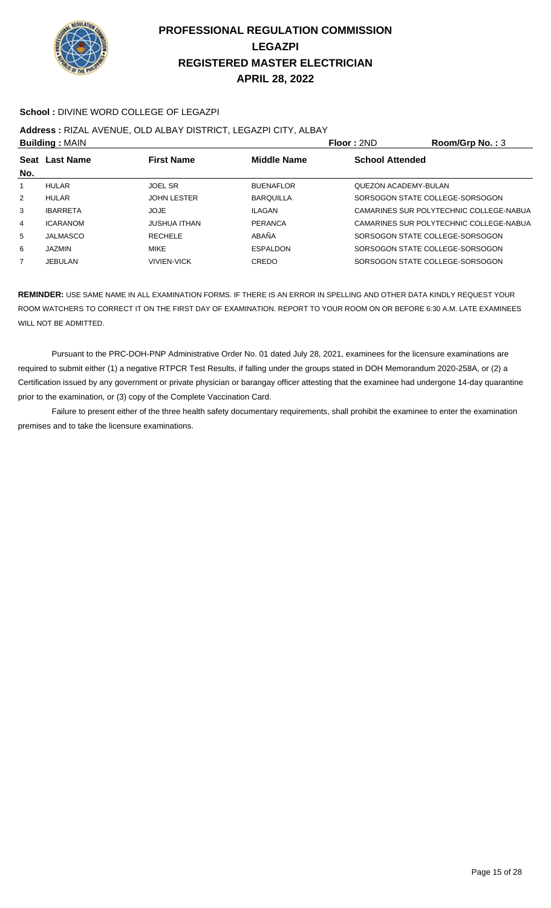# PROFESSIONAL REGULATION COMMISSION
# LEGAZPI
# REGISTERED MASTER ELECTRICIAN
# APRIL 28, 2022

**School :** DIVINE WORD COLLEGE OF LEGAZPI

**Address :** RIZAL AVENUE, OLD ALBAY DISTRICT, LEGAZPI CITY, ALBAY

**Building :** MAIN **Floor :** 2ND **Room/Grp No. :** 3

| Seat No. | Last Name | First Name | Middle Name | School Attended |
|---|---|---|---|---|
| 1 | HULAR | JOEL SR | BUENAFLOR | QUEZON ACADEMY-BULAN |
| 2 | HULAR | JOHN LESTER | BARQUILLA | SORSOGON STATE COLLEGE-SORSOGON |
| 3 | IBARRETA | JOJE | ILAGAN | CAMARINES SUR POLYTECHNIC COLLEGE-NABUA |
| 4 | ICARANOM | JUSHUA ITHAN | PERANCA | CAMARINES SUR POLYTECHNIC COLLEGE-NABUA |
| 5 | JALMASCO | RECHELE | ABAÑA | SORSOGON STATE COLLEGE-SORSOGON |
| 6 | JAZMIN | MIKE | ESPALDON | SORSOGON STATE COLLEGE-SORSOGON |
| 7 | JEBULAN | VIVIEN-VICK | CREDO | SORSOGON STATE COLLEGE-SORSOGON |

**REMINDER:** USE SAME NAME IN ALL EXAMINATION FORMS. IF THERE IS AN ERROR IN SPELLING AND OTHER DATA KINDLY REQUEST YOUR ROOM WATCHERS TO CORRECT IT ON THE FIRST DAY OF EXAMINATION. REPORT TO YOUR ROOM ON OR BEFORE 6:30 A.M. LATE EXAMINEES WILL NOT BE ADMITTED.

Pursuant to the PRC-DOH-PNP Administrative Order No. 01 dated July 28, 2021, examinees for the licensure examinations are required to submit either (1) a negative RTPCR Test Results, if falling under the groups stated in DOH Memorandum 2020-258A, or (2) a Certification issued by any government or private physician or barangay officer attesting that the examinee had undergone 14-day quarantine prior to the examination, or (3) copy of the Complete Vaccination Card.

Failure to present either of the three health safety documentary requirements, shall prohibit the examinee to enter the examination premises and to take the licensure examinations.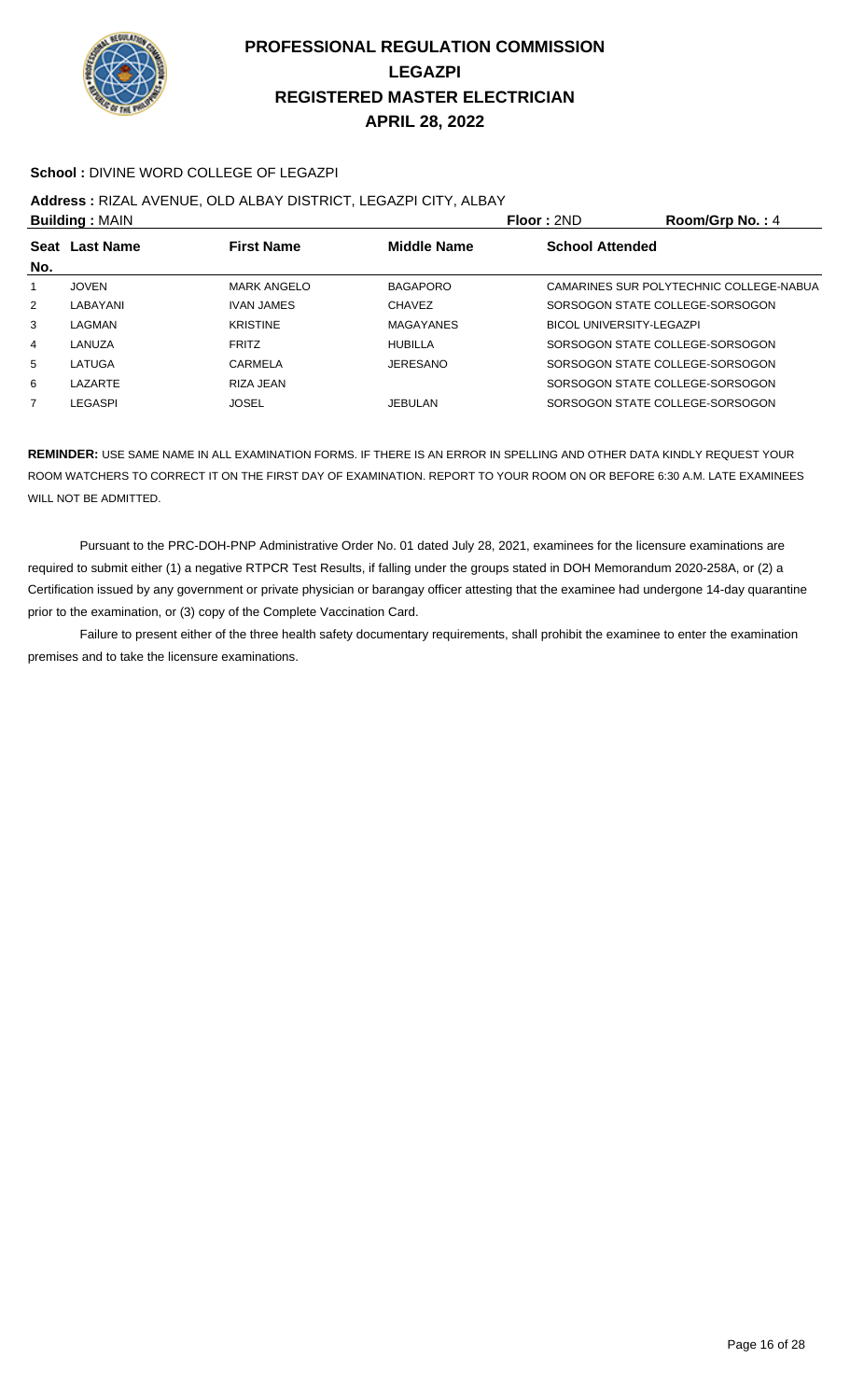# PROFESSIONAL REGULATION COMMISSION
## LEGAZPI
## REGISTERED MASTER ELECTRICIAN
## APRIL 28, 2022

**School :** DIVINE WORD COLLEGE OF LEGAZPI

**Address :** RIZAL AVENUE, OLD ALBAY DISTRICT, LEGAZPI CITY, ALBAY

**Building :** MAIN **Floor :** 2ND **Room/Grp No. :** 4

| Seat No. | Last Name | First Name | Middle Name | School Attended |
|---|---|---|---|---|
| 1 | JOVEN | MARK ANGELO | BAGAPORO | CAMARINES SUR POLYTECHNIC COLLEGE-NABUA |
| 2 | LABAYANI | IVAN JAMES | CHAVEZ | SORSOGON STATE COLLEGE-SORSOGON |
| 3 | LAGMAN | KRISTINE | MAGAYANES | BICOL UNIVERSITY-LEGAZPI |
| 4 | LANUZA | FRITZ | HUBILLA | SORSOGON STATE COLLEGE-SORSOGON |
| 5 | LATUGA | CARMELA | JERESANO | SORSOGON STATE COLLEGE-SORSOGON |
| 6 | LAZARTE | RIZA JEAN | | SORSOGON STATE COLLEGE-SORSOGON |
| 7 | LEGASPI | JOSEL | JEBULAN | SORSOGON STATE COLLEGE-SORSOGON |

**REMINDER:** USE SAME NAME IN ALL EXAMINATION FORMS. IF THERE IS AN ERROR IN SPELLING AND OTHER DATA KINDLY REQUEST YOUR ROOM WATCHERS TO CORRECT IT ON THE FIRST DAY OF EXAMINATION. REPORT TO YOUR ROOM ON OR BEFORE 6:30 A.M. LATE EXAMINEES WILL NOT BE ADMITTED.

Pursuant to the PRC-DOH-PNP Administrative Order No. 01 dated July 28, 2021, examinees for the licensure examinations are required to submit either (1) a negative RTPCR Test Results, if falling under the groups stated in DOH Memorandum 2020-258A, or (2) a Certification issued by any government or private physician or barangay officer attesting that the examinee had undergone 14-day quarantine prior to the examination, or (3) copy of the Complete Vaccination Card.

Failure to present either of the three health safety documentary requirements, shall prohibit the examinee to enter the examination premises and to take the licensure examinations.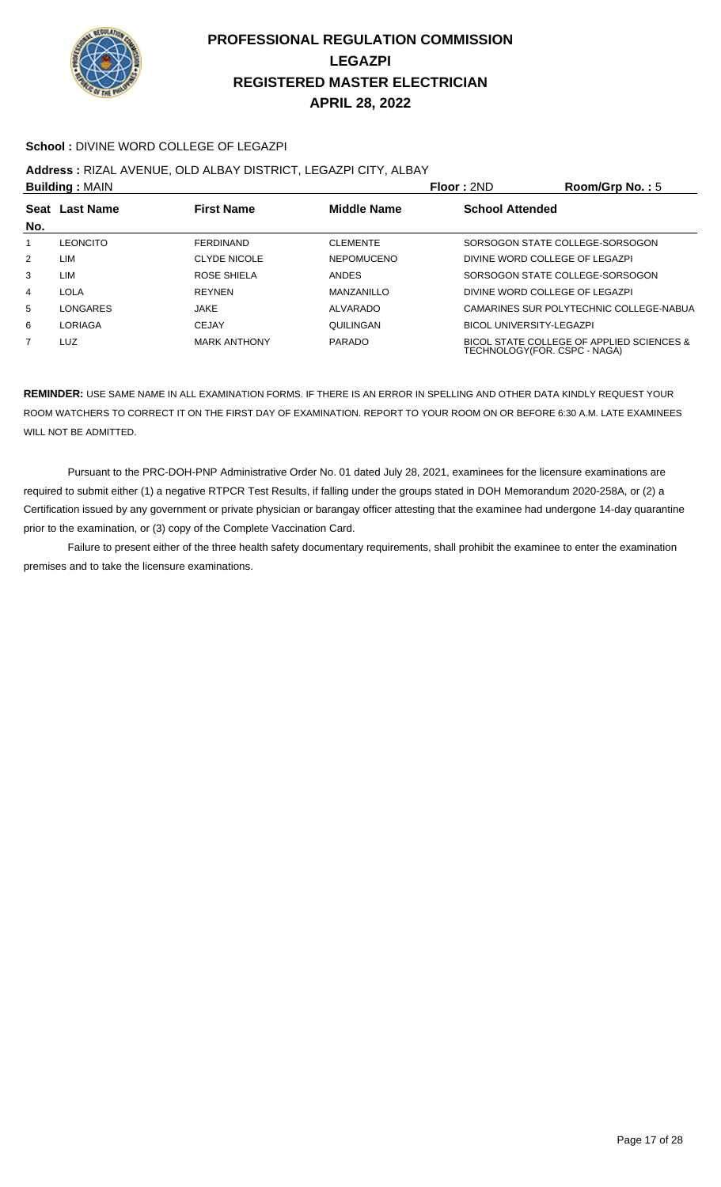# PROFESSIONAL REGULATION COMMISSION
# LEGAZPI
# REGISTERED MASTER ELECTRICIAN
# APRIL 28, 2022

**School :** DIVINE WORD COLLEGE OF LEGAZPI

**Address :** RIZAL AVENUE, OLD ALBAY DISTRICT, LEGAZPI CITY, ALBAY

**Building :** MAIN **Floor :** 2ND **Room/Grp No. :** 5

| Seat No. | Last Name | First Name | Middle Name | School Attended |
|---|---|---|---|---|
| 1 | LEONCITO | FERDINAND | CLEMENTE | SORSOGON STATE COLLEGE-SORSOGON |
| 2 | LIM | CLYDE NICOLE | NEPOMUCENO | DIVINE WORD COLLEGE OF LEGAZPI |
| 3 | LIM | ROSE SHIELA | ANDES | SORSOGON STATE COLLEGE-SORSOGON |
| 4 | LOLA | REYNEN | MANZANILLO | DIVINE WORD COLLEGE OF LEGAZPI |
| 5 | LONGARES | JAKE | ALVARADO | CAMARINES SUR POLYTECHNIC COLLEGE-NABUA |
| 6 | LORIAGA | CEJAY | QUILINGAN | BICOL UNIVERSITY-LEGAZPI |
| 7 | LUZ | MARK ANTHONY | PARADO | BICOL STATE COLLEGE OF APPLIED SCIENCES & TECHNOLOGY(FOR. CSPC - NAGA) |

**REMINDER:** USE SAME NAME IN ALL EXAMINATION FORMS. IF THERE IS AN ERROR IN SPELLING AND OTHER DATA KINDLY REQUEST YOUR ROOM WATCHERS TO CORRECT IT ON THE FIRST DAY OF EXAMINATION. REPORT TO YOUR ROOM ON OR BEFORE 6:30 A.M. LATE EXAMINEES WILL NOT BE ADMITTED.

Pursuant to the PRC-DOH-PNP Administrative Order No. 01 dated July 28, 2021, examinees for the licensure examinations are required to submit either (1) a negative RTPCR Test Results, if falling under the groups stated in DOH Memorandum 2020-258A, or (2) a Certification issued by any government or private physician or barangay officer attesting that the examinee had undergone 14-day quarantine prior to the examination, or (3) copy of the Complete Vaccination Card.

Failure to present either of the three health safety documentary requirements, shall prohibit the examinee to enter the examination premises and to take the licensure examinations.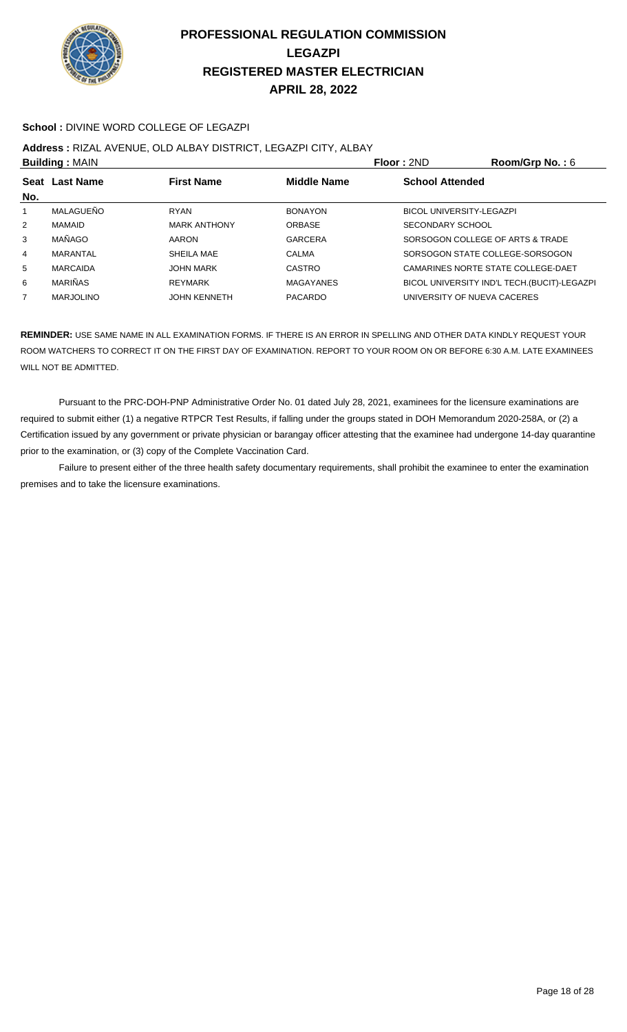# PROFESSIONAL REGULATION COMMISSION
# LEGAZPI
# REGISTERED MASTER ELECTRICIAN
# APRIL 28, 2022

**School :** DIVINE WORD COLLEGE OF LEGAZPI

**Address :** RIZAL AVENUE, OLD ALBAY DISTRICT, LEGAZPI CITY, ALBAY

**Building :** MAIN **Floor :** 2ND **Room/Grp No. :** 6

| Seat No. | Last Name | First Name | Middle Name | School Attended |
|---|---|---|---|---|
| 1 | MALAGUEÑO | RYAN | BONAYON | BICOL UNIVERSITY-LEGAZPI |
| 2 | MAMAID | MARK ANTHONY | ORBASE | SECONDARY SCHOOL |
| 3 | MAÑAGO | AARON | GARCERA | SORSOGON COLLEGE OF ARTS & TRADE |
| 4 | MARANTAL | SHEILA MAE | CALMA | SORSOGON STATE COLLEGE-SORSOGON |
| 5 | MARCAIDA | JOHN MARK | CASTRO | CAMARINES NORTE STATE COLLEGE-DAET |
| 6 | MARIÑAS | REYMARK | MAGAYANES | BICOL UNIVERSITY IND'L TECH.(BUCIT)-LEGAZPI |
| 7 | MARJOLINO | JOHN KENNETH | PACARDO | UNIVERSITY OF NUEVA CACERES |

**REMINDER:** USE SAME NAME IN ALL EXAMINATION FORMS. IF THERE IS AN ERROR IN SPELLING AND OTHER DATA KINDLY REQUEST YOUR ROOM WATCHERS TO CORRECT IT ON THE FIRST DAY OF EXAMINATION. REPORT TO YOUR ROOM ON OR BEFORE 6:30 A.M. LATE EXAMINEES WILL NOT BE ADMITTED.

Pursuant to the PRC-DOH-PNP Administrative Order No. 01 dated July 28, 2021, examinees for the licensure examinations are required to submit either (1) a negative RTPCR Test Results, if falling under the groups stated in DOH Memorandum 2020-258A, or (2) a Certification issued by any government or private physician or barangay officer attesting that the examinee had undergone 14-day quarantine prior to the examination, or (3) copy of the Complete Vaccination Card.

Failure to present either of the three health safety documentary requirements, shall prohibit the examinee to enter the examination premises and to take the licensure examinations.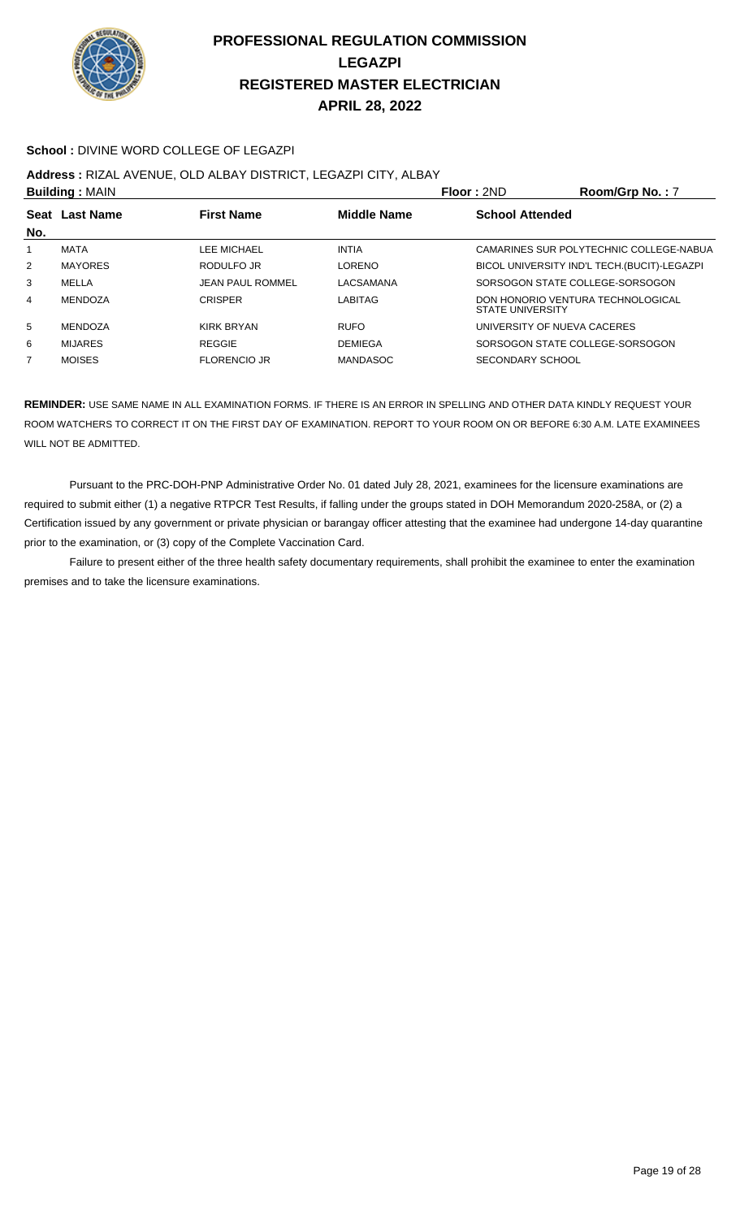# PROFESSIONAL REGULATION COMMISSION
# LEGAZPI
# REGISTERED MASTER ELECTRICIAN
# APRIL 28, 2022

**School :** DIVINE WORD COLLEGE OF LEGAZPI

**Address :** RIZAL AVENUE, OLD ALBAY DISTRICT, LEGAZPI CITY, ALBAY

**Building :** MAIN **Floor :** 2ND **Room/Grp No. :** 7

| Seat No. | Last Name | First Name | Middle Name | School Attended |
|---|---|---|---|---|
| 1 | MATA | LEE MICHAEL | INTIA | CAMARINES SUR POLYTECHNIC COLLEGE-NABUA |
| 2 | MAYORES | RODULFO JR | LORENO | BICOL UNIVERSITY IND'L TECH.(BUCIT)-LEGAZPI |
| 3 | MELLA | JEAN PAUL ROMMEL | LACSAMANA | SORSOGON STATE COLLEGE-SORSOGON |
| 4 | MENDOZA | CRISPER | LABITAG | DON HONORIO VENTURA TECHNOLOGICAL STATE UNIVERSITY |
| 5 | MENDOZA | KIRK BRYAN | RUFO | UNIVERSITY OF NUEVA CACERES |
| 6 | MIJARES | REGGIE | DEMIEGA | SORSOGON STATE COLLEGE-SORSOGON |
| 7 | MOISES | FLORENCIO JR | MANDASOC | SECONDARY SCHOOL |

**REMINDER:** USE SAME NAME IN ALL EXAMINATION FORMS. IF THERE IS AN ERROR IN SPELLING AND OTHER DATA KINDLY REQUEST YOUR ROOM WATCHERS TO CORRECT IT ON THE FIRST DAY OF EXAMINATION. REPORT TO YOUR ROOM ON OR BEFORE 6:30 A.M. LATE EXAMINEES WILL NOT BE ADMITTED.

Pursuant to the PRC-DOH-PNP Administrative Order No. 01 dated July 28, 2021, examinees for the licensure examinations are required to submit either (1) a negative RTPCR Test Results, if falling under the groups stated in DOH Memorandum 2020-258A, or (2) a Certification issued by any government or private physician or barangay officer attesting that the examinee had undergone 14-day quarantine prior to the examination, or (3) copy of the Complete Vaccination Card.

Failure to present either of the three health safety documentary requirements, shall prohibit the examinee to enter the examination premises and to take the licensure examinations.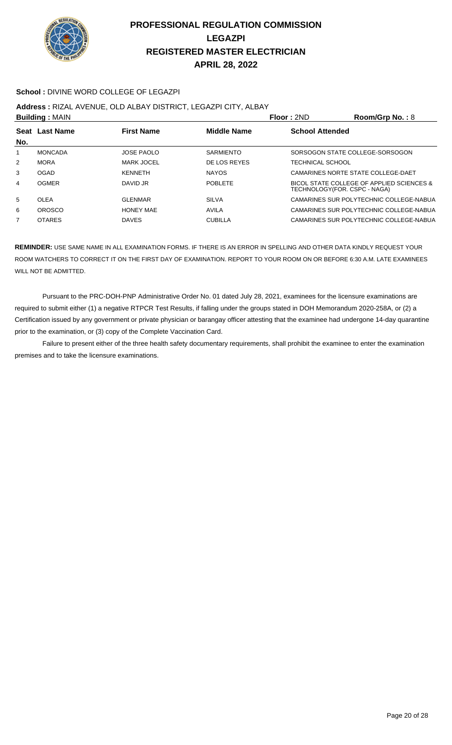# PROFESSIONAL REGULATION COMMISSION
## LEGAZPI
## REGISTERED MASTER ELECTRICIAN
## APRIL 28, 2022

**School :** DIVINE WORD COLLEGE OF LEGAZPI

**Address :** RIZAL AVENUE, OLD ALBAY DISTRICT, LEGAZPI CITY, ALBAY

**Building :** MAIN **Floor :** 2ND **Room/Grp No. :** 8

| Seat No. | Last Name | First Name | Middle Name | School Attended |
|---|---|---|---|---|
| 1 | MONCADA | JOSE PAOLO | SARMIENTO | SORSOGON STATE COLLEGE-SORSOGON |
| 2 | MORA | MARK JOCEL | DE LOS REYES | TECHNICAL SCHOOL |
| 3 | OGAD | KENNETH | NAYOS | CAMARINES NORTE STATE COLLEGE-DAET |
| 4 | OGMER | DAVID JR | POBLETE | BICOL STATE COLLEGE OF APPLIED SCIENCES & TECHNOLOGY(FOR. CSPC - NAGA) |
| 5 | OLEA | GLENMAR | SILVA | CAMARINES SUR POLYTECHNIC COLLEGE-NABUA |
| 6 | OROSCO | HONEY MAE | AVILA | CAMARINES SUR POLYTECHNIC COLLEGE-NABUA |
| 7 | OTARES | DAVES | CUBILLA | CAMARINES SUR POLYTECHNIC COLLEGE-NABUA |

**REMINDER:** USE SAME NAME IN ALL EXAMINATION FORMS. IF THERE IS AN ERROR IN SPELLING AND OTHER DATA KINDLY REQUEST YOUR ROOM WATCHERS TO CORRECT IT ON THE FIRST DAY OF EXAMINATION. REPORT TO YOUR ROOM ON OR BEFORE 6:30 A.M. LATE EXAMINEES WILL NOT BE ADMITTED.

Pursuant to the PRC-DOH-PNP Administrative Order No. 01 dated July 28, 2021, examinees for the licensure examinations are required to submit either (1) a negative RTPCR Test Results, if falling under the groups stated in DOH Memorandum 2020-258A, or (2) a Certification issued by any government or private physician or barangay officer attesting that the examinee had undergone 14-day quarantine prior to the examination, or (3) copy of the Complete Vaccination Card.

Failure to present either of the three health safety documentary requirements, shall prohibit the examinee to enter the examination premises and to take the licensure examinations.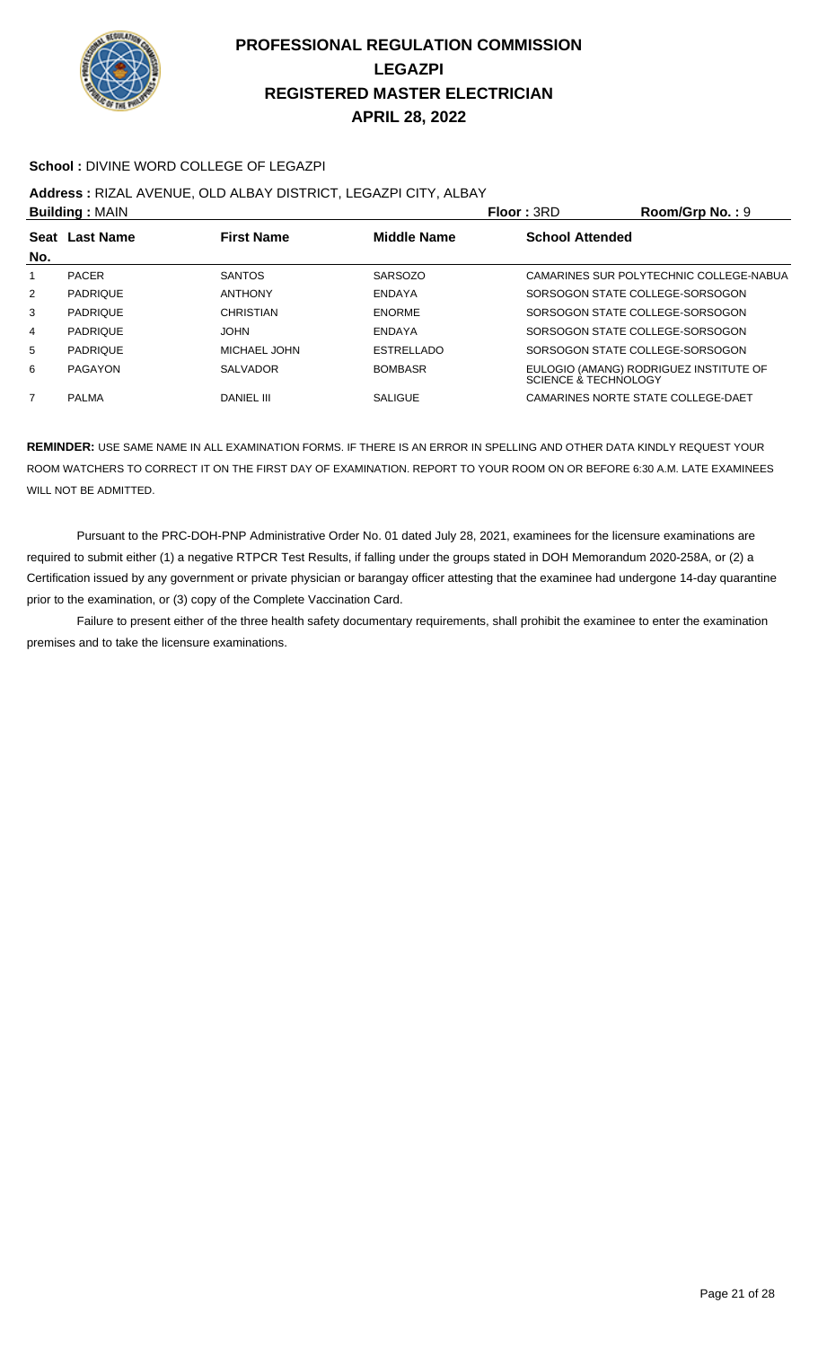# PROFESSIONAL REGULATION COMMISSION
## LEGAZPI
## REGISTERED MASTER ELECTRICIAN
## APRIL 28, 2022

**School :** DIVINE WORD COLLEGE OF LEGAZPI

**Address :** RIZAL AVENUE, OLD ALBAY DISTRICT, LEGAZPI CITY, ALBAY

**Building :** MAIN **Floor :** 3RD **Room/Grp No. :** 9

| Seat No. | Last Name | First Name | Middle Name | School Attended |
|---|---|---|---|---|
| 1 | PACER | SANTOS | SARSOZO | CAMARINES SUR POLYTECHNIC COLLEGE-NABUA |
| 2 | PADRIQUE | ANTHONY | ENDAYA | SORSOGON STATE COLLEGE-SORSOGON |
| 3 | PADRIQUE | CHRISTIAN | ENORME | SORSOGON STATE COLLEGE-SORSOGON |
| 4 | PADRIQUE | JOHN | ENDAYA | SORSOGON STATE COLLEGE-SORSOGON |
| 5 | PADRIQUE | MICHAEL JOHN | ESTRELLADO | SORSOGON STATE COLLEGE-SORSOGON |
| 6 | PAGAYON | SALVADOR | BOMBASR | EULOGIO (AMANG) RODRIGUEZ INSTITUTE OF SCIENCE & TECHNOLOGY |
| 7 | PALMA | DANIEL III | SALIGUE | CAMARINES NORTE STATE COLLEGE-DAET |

**REMINDER:** USE SAME NAME IN ALL EXAMINATION FORMS. IF THERE IS AN ERROR IN SPELLING AND OTHER DATA KINDLY REQUEST YOUR ROOM WATCHERS TO CORRECT IT ON THE FIRST DAY OF EXAMINATION. REPORT TO YOUR ROOM ON OR BEFORE 6:30 A.M. LATE EXAMINEES WILL NOT BE ADMITTED.

Pursuant to the PRC-DOH-PNP Administrative Order No. 01 dated July 28, 2021, examinees for the licensure examinations are required to submit either (1) a negative RTPCR Test Results, if falling under the groups stated in DOH Memorandum 2020-258A, or (2) a Certification issued by any government or private physician or barangay officer attesting that the examinee had undergone 14-day quarantine prior to the examination, or (3) copy of the Complete Vaccination Card.

Failure to present either of the three health safety documentary requirements, shall prohibit the examinee to enter the examination premises and to take the licensure examinations.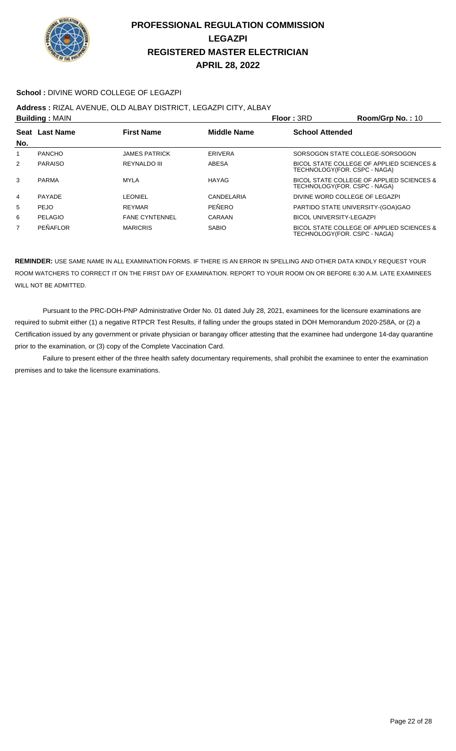# PROFESSIONAL REGULATION COMMISSION
## LEGAZPI
## REGISTERED MASTER ELECTRICIAN
## APRIL 28, 2022

**School :** DIVINE WORD COLLEGE OF LEGAZPI

**Address :** RIZAL AVENUE, OLD ALBAY DISTRICT, LEGAZPI CITY, ALBAY

**Building :** MAIN **Floor :** 3RD **Room/Grp No. :** 10

| Seat No. | Last Name | First Name | Middle Name | School Attended |
|---|---|---|---|---|
| 1 | PANCHO | JAMES PATRICK | ERIVERA | SORSOGON STATE COLLEGE-SORSOGON |
| 2 | PARAISO | REYNALDO III | ABESA | BICOL STATE COLLEGE OF APPLIED SCIENCES & TECHNOLOGY(FOR. CSPC - NAGA) |
| 3 | PARMA | MYLA | HAYAG | BICOL STATE COLLEGE OF APPLIED SCIENCES & TECHNOLOGY(FOR. CSPC - NAGA) |
| 4 | PAYADE | LEONIEL | CANDELARIA | DIVINE WORD COLLEGE OF LEGAZPI |
| 5 | PEJO | REYMAR | PEÑERO | PARTIDO STATE UNIVERSITY-(GOA)GAO |
| 6 | PELAGIO | FANE CYNTENNEL | CARAAN | BICOL UNIVERSITY-LEGAZPI |
| 7 | PEÑAFLOR | MARICRIS | SABIO | BICOL STATE COLLEGE OF APPLIED SCIENCES & TECHNOLOGY(FOR. CSPC - NAGA) |

**REMINDER:** USE SAME NAME IN ALL EXAMINATION FORMS. IF THERE IS AN ERROR IN SPELLING AND OTHER DATA KINDLY REQUEST YOUR ROOM WATCHERS TO CORRECT IT ON THE FIRST DAY OF EXAMINATION. REPORT TO YOUR ROOM ON OR BEFORE 6:30 A.M. LATE EXAMINEES WILL NOT BE ADMITTED.

Pursuant to the PRC-DOH-PNP Administrative Order No. 01 dated July 28, 2021, examinees for the licensure examinations are required to submit either (1) a negative RTPCR Test Results, if falling under the groups stated in DOH Memorandum 2020-258A, or (2) a Certification issued by any government or private physician or barangay officer attesting that the examinee had undergone 14-day quarantine prior to the examination, or (3) copy of the Complete Vaccination Card.

Failure to present either of the three health safety documentary requirements, shall prohibit the examinee to enter the examination premises and to take the licensure examinations.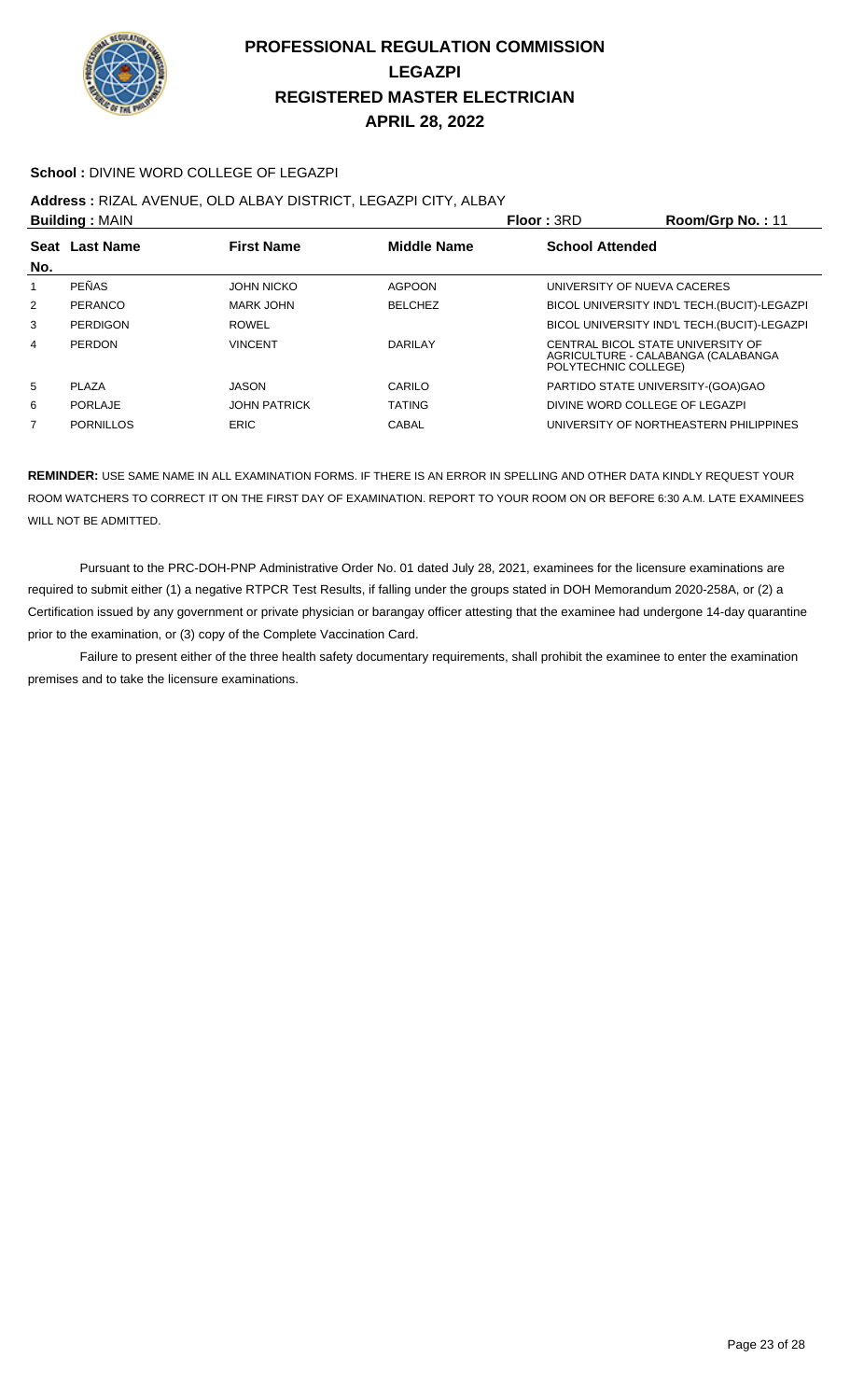# PROFESSIONAL REGULATION COMMISSION
# LEGAZPI
# REGISTERED MASTER ELECTRICIAN
# APRIL 28, 2022

**School :** DIVINE WORD COLLEGE OF LEGAZPI

**Address :** RIZAL AVENUE, OLD ALBAY DISTRICT, LEGAZPI CITY, ALBAY

**Building :** MAIN **Floor :** 3RD **Room/Grp No. :** 11

| Seat No. | Last Name | First Name | Middle Name | School Attended |
|---|---|---|---|---|
| 1 | PEÑAS | JOHN NICKO | AGPOON | UNIVERSITY OF NUEVA CACERES |
| 2 | PERANCO | MARK JOHN | BELCHEZ | BICOL UNIVERSITY IND'L TECH.(BUCIT)-LEGAZPI |
| 3 | PERDIGON | ROWEL | | BICOL UNIVERSITY IND'L TECH.(BUCIT)-LEGAZPI |
| 4 | PERDON | VINCENT | DARILAY | CENTRAL BICOL STATE UNIVERSITY OF AGRICULTURE - CALABANGA (CALABANGA POLYTECHNIC COLLEGE) |
| 5 | PLAZA | JASON | CARILO | PARTIDO STATE UNIVERSITY-(GOA)GAO |
| 6 | PORLAJE | JOHN PATRICK | TATING | DIVINE WORD COLLEGE OF LEGAZPI |
| 7 | PORNILLOS | ERIC | CABAL | UNIVERSITY OF NORTHEASTERN PHILIPPINES |

**REMINDER:** USE SAME NAME IN ALL EXAMINATION FORMS. IF THERE IS AN ERROR IN SPELLING AND OTHER DATA KINDLY REQUEST YOUR ROOM WATCHERS TO CORRECT IT ON THE FIRST DAY OF EXAMINATION. REPORT TO YOUR ROOM ON OR BEFORE 6:30 A.M. LATE EXAMINEES WILL NOT BE ADMITTED.

Pursuant to the PRC-DOH-PNP Administrative Order No. 01 dated July 28, 2021, examinees for the licensure examinations are required to submit either (1) a negative RTPCR Test Results, if falling under the groups stated in DOH Memorandum 2020-258A, or (2) a Certification issued by any government or private physician or barangay officer attesting that the examinee had undergone 14-day quarantine prior to the examination, or (3) copy of the Complete Vaccination Card.

Failure to present either of the three health safety documentary requirements, shall prohibit the examinee to enter the examination premises and to take the licensure examinations.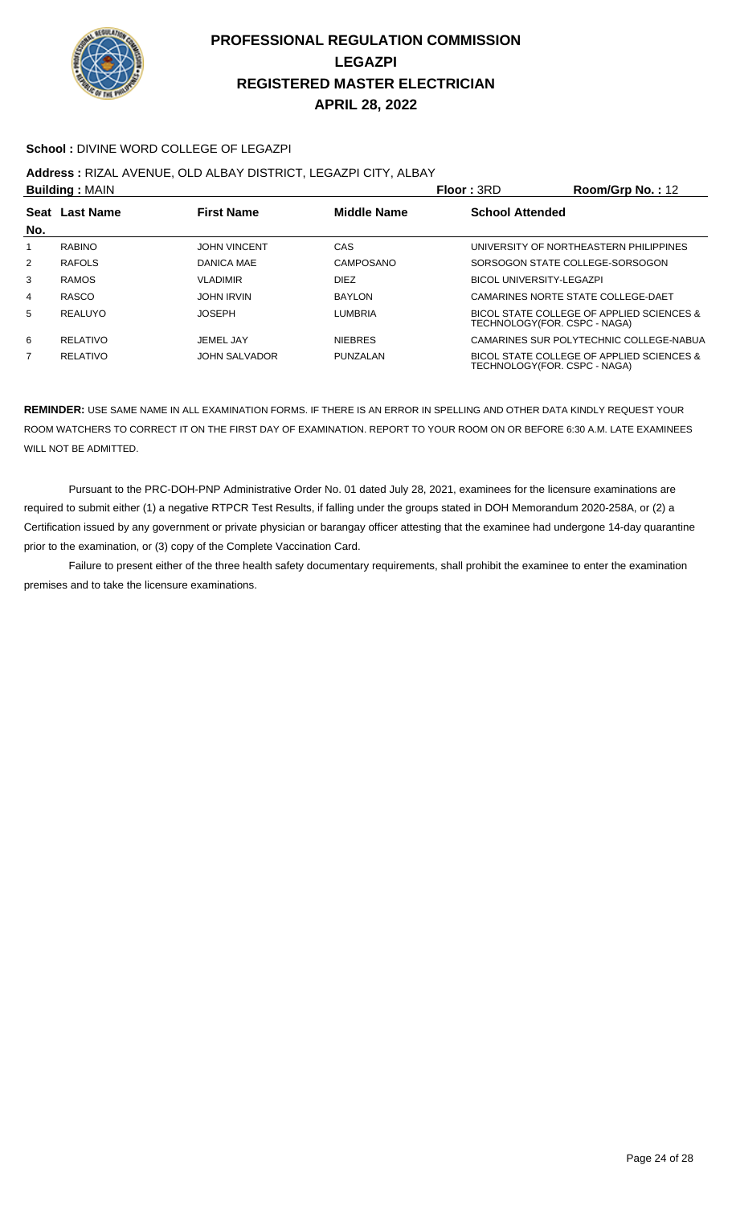# PROFESSIONAL REGULATION COMMISSION
## LEGAZPI
## REGISTERED MASTER ELECTRICIAN
## APRIL 28, 2022

**School :** DIVINE WORD COLLEGE OF LEGAZPI

**Address :** RIZAL AVENUE, OLD ALBAY DISTRICT, LEGAZPI CITY, ALBAY

**Building :** MAIN **Floor :** 3RD **Room/Grp No. :** 12

| Seat No. | Last Name | First Name | Middle Name | School Attended |
|---|---|---|---|---|
| 1 | RABINO | JOHN VINCENT | CAS | UNIVERSITY OF NORTHEASTERN PHILIPPINES |
| 2 | RAFOLS | DANICA MAE | CAMPOSANO | SORSOGON STATE COLLEGE-SORSOGON |
| 3 | RAMOS | VLADIMIR | DIEZ | BICOL UNIVERSITY-LEGAZPI |
| 4 | RASCO | JOHN IRVIN | BAYLON | CAMARINES NORTE STATE COLLEGE-DAET |
| 5 | REALUYO | JOSEPH | LUMBRIA | BICOL STATE COLLEGE OF APPLIED SCIENCES & TECHNOLOGY(FOR. CSPC - NAGA) |
| 6 | RELATIVO | JEMEL JAY | NIEBRES | CAMARINES SUR POLYTECHNIC COLLEGE-NABUA |
| 7 | RELATIVO | JOHN SALVADOR | PUNZALAN | BICOL STATE COLLEGE OF APPLIED SCIENCES & TECHNOLOGY(FOR. CSPC - NAGA) |

**REMINDER:** USE SAME NAME IN ALL EXAMINATION FORMS. IF THERE IS AN ERROR IN SPELLING AND OTHER DATA KINDLY REQUEST YOUR ROOM WATCHERS TO CORRECT IT ON THE FIRST DAY OF EXAMINATION. REPORT TO YOUR ROOM ON OR BEFORE 6:30 A.M. LATE EXAMINEES WILL NOT BE ADMITTED.

Pursuant to the PRC-DOH-PNP Administrative Order No. 01 dated July 28, 2021, examinees for the licensure examinations are required to submit either (1) a negative RTPCR Test Results, if falling under the groups stated in DOH Memorandum 2020-258A, or (2) a Certification issued by any government or private physician or barangay officer attesting that the examinee had undergone 14-day quarantine prior to the examination, or (3) copy of the Complete Vaccination Card.

Failure to present either of the three health safety documentary requirements, shall prohibit the examinee to enter the examination premises and to take the licensure examinations.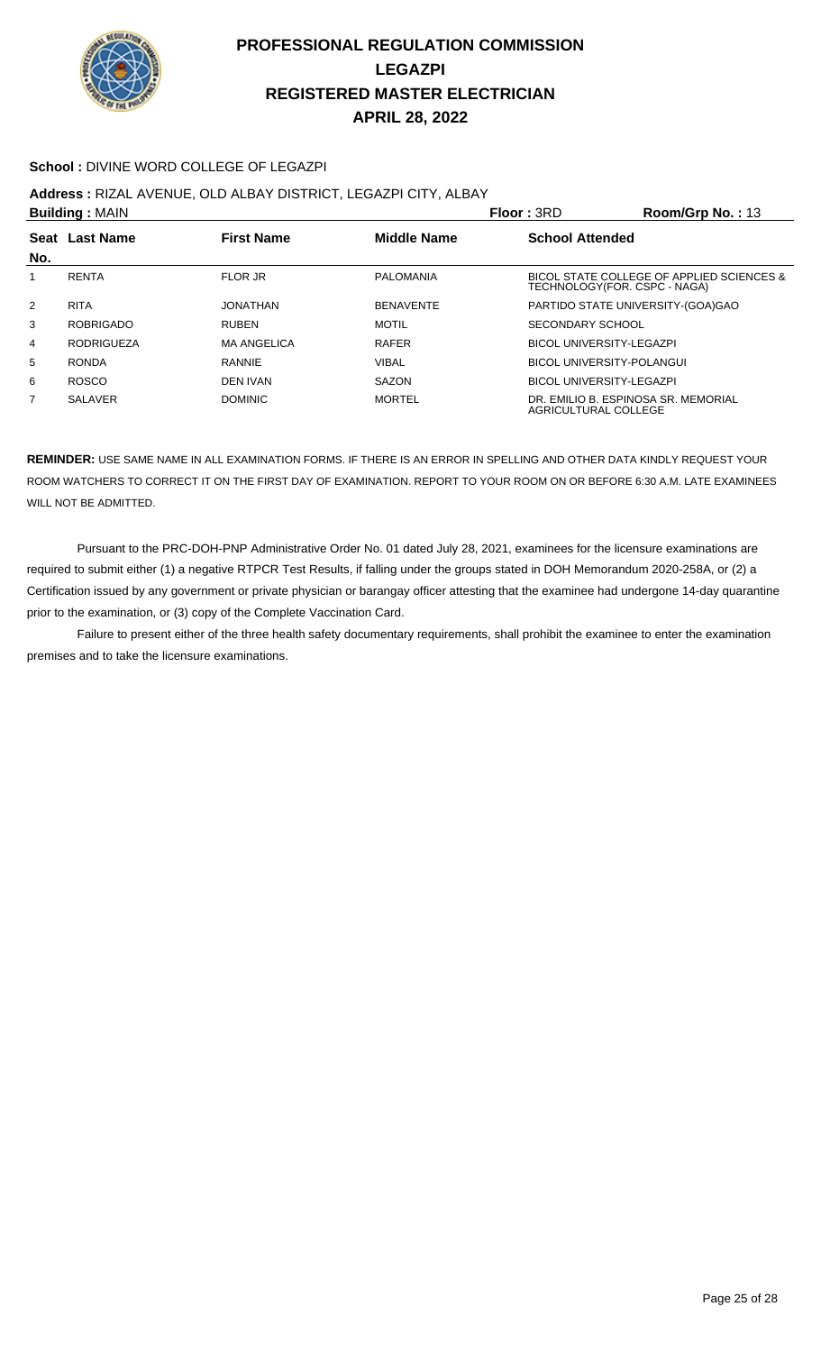# PROFESSIONAL REGULATION COMMISSION
## LEGAZPI
## REGISTERED MASTER ELECTRICIAN
## APRIL 28, 2022

**School :** DIVINE WORD COLLEGE OF LEGAZPI

**Address :** RIZAL AVENUE, OLD ALBAY DISTRICT, LEGAZPI CITY, ALBAY

**Building :** MAIN **Floor :** 3RD **Room/Grp No. :** 13

| Seat No. | Last Name | First Name | Middle Name | School Attended |
|---|---|---|---|---|
| 1 | RENTA | FLOR JR | PALOMANIA | BICOL STATE COLLEGE OF APPLIED SCIENCES & TECHNOLOGY(FOR. CSPC - NAGA) |
| 2 | RITA | JONATHAN | BENAVENTE | PARTIDO STATE UNIVERSITY-(GOA)GAO |
| 3 | ROBRIGADO | RUBEN | MOTIL | SECONDARY SCHOOL |
| 4 | RODRIGUEZA | MA ANGELICA | RAFER | BICOL UNIVERSITY-LEGAZPI |
| 5 | RONDA | RANNIE | VIBAL | BICOL UNIVERSITY-POLANGUI |
| 6 | ROSCO | DEN IVAN | SAZON | BICOL UNIVERSITY-LEGAZPI |
| 7 | SALAVER | DOMINIC | MORTEL | DR. EMILIO B. ESPINOSA SR. MEMORIAL AGRICULTURAL COLLEGE |

**REMINDER:** USE SAME NAME IN ALL EXAMINATION FORMS. IF THERE IS AN ERROR IN SPELLING AND OTHER DATA KINDLY REQUEST YOUR ROOM WATCHERS TO CORRECT IT ON THE FIRST DAY OF EXAMINATION. REPORT TO YOUR ROOM ON OR BEFORE 6:30 A.M. LATE EXAMINEES WILL NOT BE ADMITTED.

Pursuant to the PRC-DOH-PNP Administrative Order No. 01 dated July 28, 2021, examinees for the licensure examinations are required to submit either (1) a negative RTPCR Test Results, if falling under the groups stated in DOH Memorandum 2020-258A, or (2) a Certification issued by any government or private physician or barangay officer attesting that the examinee had undergone 14-day quarantine prior to the examination, or (3) copy of the Complete Vaccination Card.

Failure to present either of the three health safety documentary requirements, shall prohibit the examinee to enter the examination premises and to take the licensure examinations.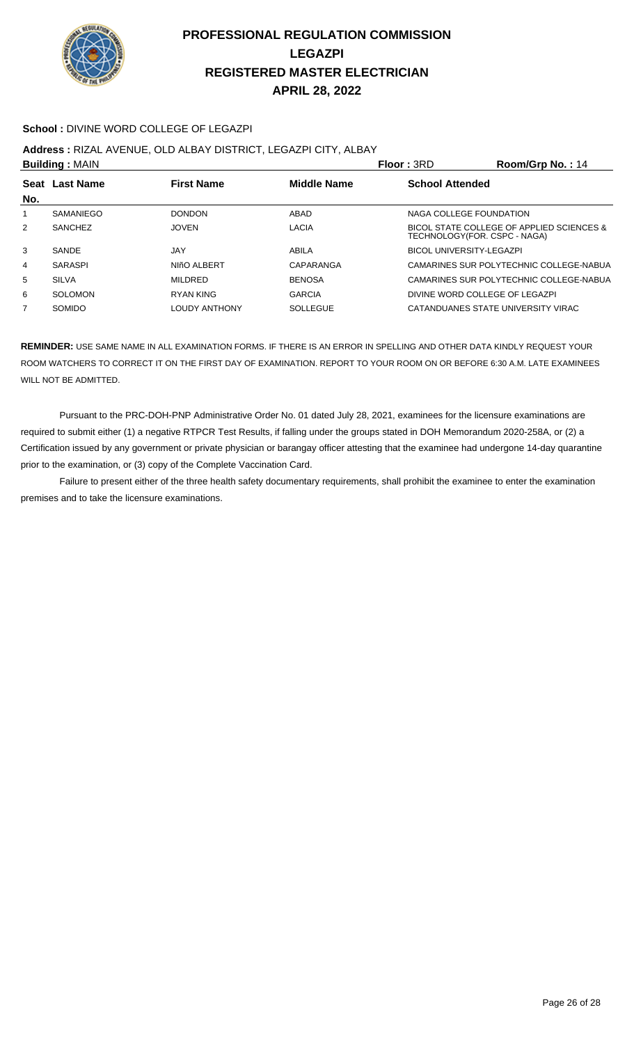# PROFESSIONAL REGULATION COMMISSION
## LEGAZPI
## REGISTERED MASTER ELECTRICIAN
## APRIL 28, 2022

**School :** DIVINE WORD COLLEGE OF LEGAZPI

**Address :** RIZAL AVENUE, OLD ALBAY DISTRICT, LEGAZPI CITY, ALBAY

**Building :** MAIN **Floor :** 3RD **Room/Grp No. :** 14

| Seat No. | Last Name | First Name | Middle Name | School Attended |
|---|---|---|---|---|
| 1 | SAMANIEGO | DONDON | ABAD | NAGA COLLEGE FOUNDATION |
| 2 | SANCHEZ | JOVEN | LACIA | BICOL STATE COLLEGE OF APPLIED SCIENCES & TECHNOLOGY(FOR. CSPC - NAGA) |
| 3 | SANDE | JAY | ABILA | BICOL UNIVERSITY-LEGAZPI |
| 4 | SARASPI | NIñO ALBERT | CAPARANGA | CAMARINES SUR POLYTECHNIC COLLEGE-NABUA |
| 5 | SILVA | MILDRED | BENOSA | CAMARINES SUR POLYTECHNIC COLLEGE-NABUA |
| 6 | SOLOMON | RYAN KING | GARCIA | DIVINE WORD COLLEGE OF LEGAZPI |
| 7 | SOMIDO | LOUDY ANTHONY | SOLLEGUE | CATANDUANES STATE UNIVERSITY VIRAC |

**REMINDER:** USE SAME NAME IN ALL EXAMINATION FORMS. IF THERE IS AN ERROR IN SPELLING AND OTHER DATA KINDLY REQUEST YOUR ROOM WATCHERS TO CORRECT IT ON THE FIRST DAY OF EXAMINATION. REPORT TO YOUR ROOM ON OR BEFORE 6:30 A.M. LATE EXAMINEES WILL NOT BE ADMITTED.

Pursuant to the PRC-DOH-PNP Administrative Order No. 01 dated July 28, 2021, examinees for the licensure examinations are required to submit either (1) a negative RTPCR Test Results, if falling under the groups stated in DOH Memorandum 2020-258A, or (2) a Certification issued by any government or private physician or barangay officer attesting that the examinee had undergone 14-day quarantine prior to the examination, or (3) copy of the Complete Vaccination Card.

Failure to present either of the three health safety documentary requirements, shall prohibit the examinee to enter the examination premises and to take the licensure examinations.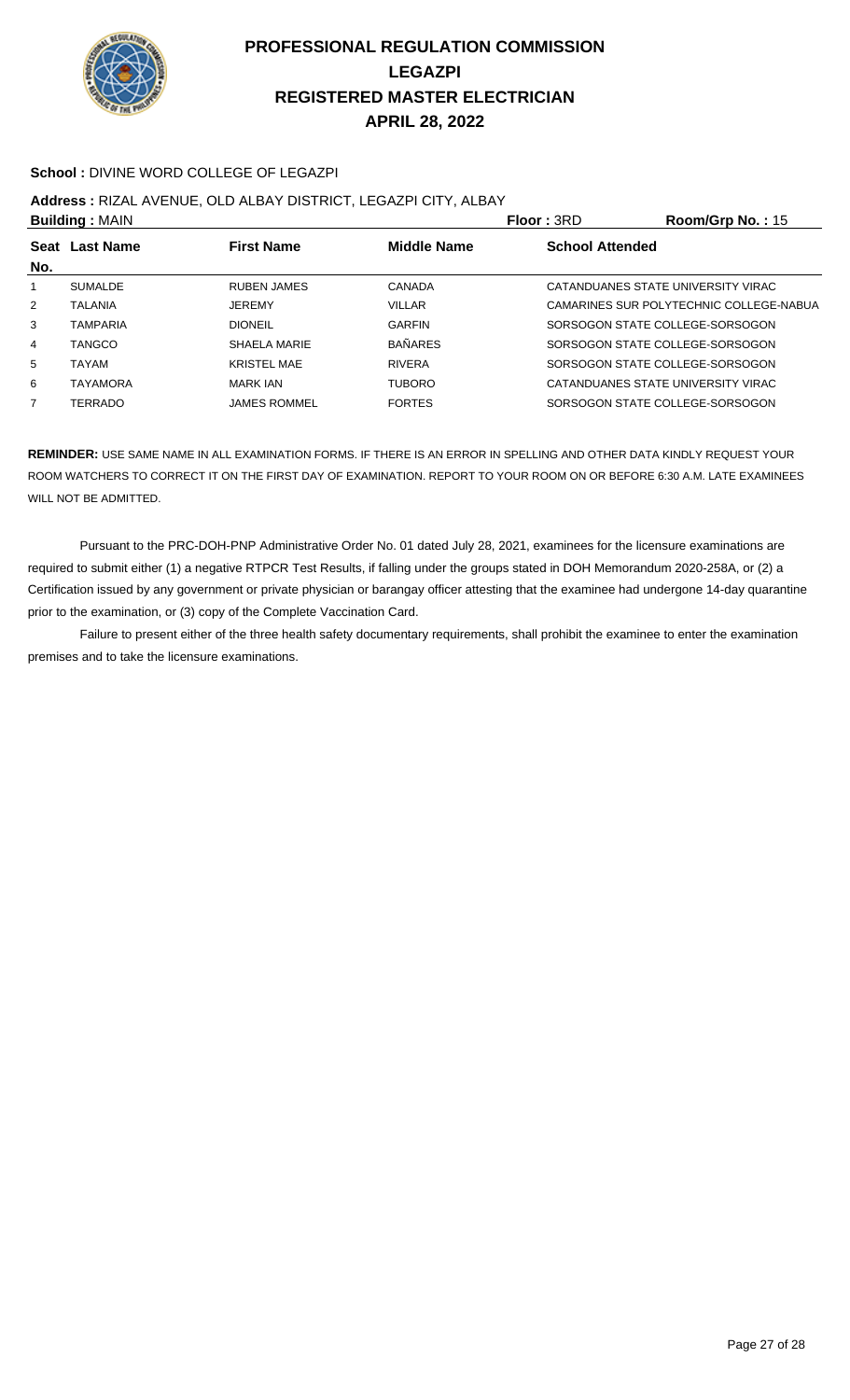# PROFESSIONAL REGULATION COMMISSION
# LEGAZPI
# REGISTERED MASTER ELECTRICIAN
# APRIL 28, 2022

**School :** DIVINE WORD COLLEGE OF LEGAZPI

**Address :** RIZAL AVENUE, OLD ALBAY DISTRICT, LEGAZPI CITY, ALBAY

**Building :** MAIN **Floor :** 3RD **Room/Grp No. :** 15

| Seat No. | Last Name | First Name | Middle Name | School Attended |
|---|---|---|---|---|
| 1 | SUMALDE | RUBEN JAMES | CANADA | CATANDUANES STATE UNIVERSITY VIRAC |
| 2 | TALANIA | JEREMY | VILLAR | CAMARINES SUR POLYTECHNIC COLLEGE-NABUA |
| 3 | TAMPARIA | DIONEIL | GARFIN | SORSOGON STATE COLLEGE-SORSOGON |
| 4 | TANGCO | SHAELA MARIE | BAÑARES | SORSOGON STATE COLLEGE-SORSOGON |
| 5 | TAYAM | KRISTEL MAE | RIVERA | SORSOGON STATE COLLEGE-SORSOGON |
| 6 | TAYAMORA | MARK IAN | TUBORO | CATANDUANES STATE UNIVERSITY VIRAC |
| 7 | TERRADO | JAMES ROMMEL | FORTES | SORSOGON STATE COLLEGE-SORSOGON |

**REMINDER:** USE SAME NAME IN ALL EXAMINATION FORMS. IF THERE IS AN ERROR IN SPELLING AND OTHER DATA KINDLY REQUEST YOUR ROOM WATCHERS TO CORRECT IT ON THE FIRST DAY OF EXAMINATION. REPORT TO YOUR ROOM ON OR BEFORE 6:30 A.M. LATE EXAMINEES WILL NOT BE ADMITTED.

Pursuant to the PRC-DOH-PNP Administrative Order No. 01 dated July 28, 2021, examinees for the licensure examinations are required to submit either (1) a negative RTPCR Test Results, if falling under the groups stated in DOH Memorandum 2020-258A, or (2) a Certification issued by any government or private physician or barangay officer attesting that the examinee had undergone 14-day quarantine prior to the examination, or (3) copy of the Complete Vaccination Card.

Failure to present either of the three health safety documentary requirements, shall prohibit the examinee to enter the examination premises and to take the licensure examinations.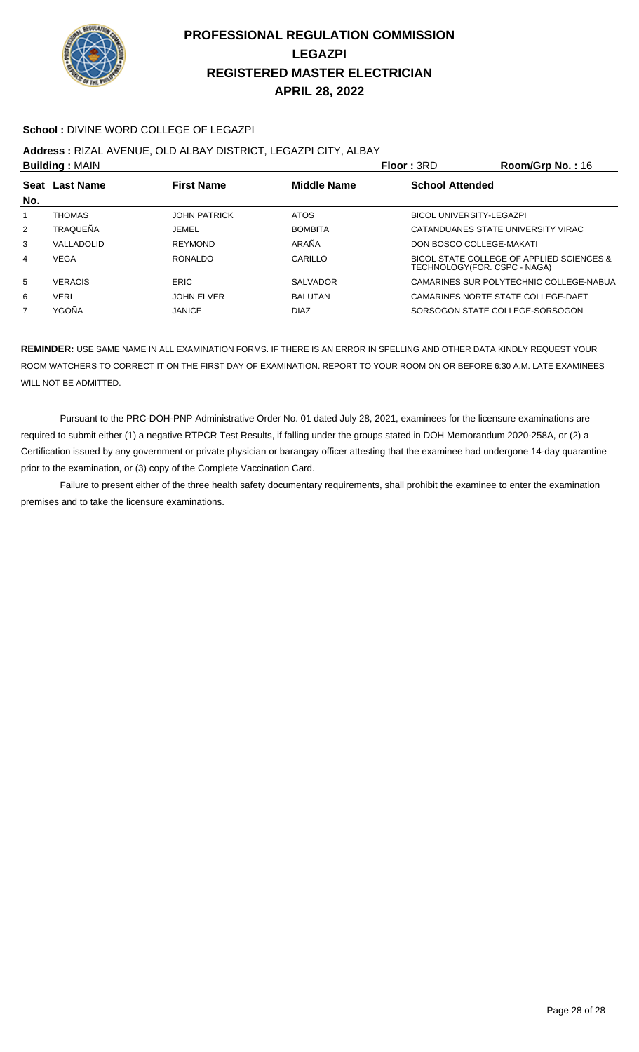# PROFESSIONAL REGULATION COMMISSION
## LEGAZPI
## REGISTERED MASTER ELECTRICIAN
## APRIL 28, 2022

**School :** DIVINE WORD COLLEGE OF LEGAZPI

**Address :** RIZAL AVENUE, OLD ALBAY DISTRICT, LEGAZPI CITY, ALBAY

**Building :** MAIN **Floor :** 3RD **Room/Grp No. :** 16

| Seat No. | Last Name | First Name | Middle Name | School Attended |
|---|---|---|---|---|
| 1 | THOMAS | JOHN PATRICK | ATOS | BICOL UNIVERSITY-LEGAZPI |
| 2 | TRAQUEÑA | JEMEL | BOMBITA | CATANDUANES STATE UNIVERSITY VIRAC |
| 3 | VALLADOLID | REYMOND | ARAÑA | DON BOSCO COLLEGE-MAKATI |
| 4 | VEGA | RONALDO | CARILLO | BICOL STATE COLLEGE OF APPLIED SCIENCES & TECHNOLOGY(FOR. CSPC - NAGA) |
| 5 | VERACIS | ERIC | SALVADOR | CAMARINES SUR POLYTECHNIC COLLEGE-NABUA |
| 6 | VERI | JOHN ELVER | BALUTAN | CAMARINES NORTE STATE COLLEGE-DAET |
| 7 | YGOÑA | JANICE | DIAZ | SORSOGON STATE COLLEGE-SORSOGON |

**REMINDER:** USE SAME NAME IN ALL EXAMINATION FORMS. IF THERE IS AN ERROR IN SPELLING AND OTHER DATA KINDLY REQUEST YOUR ROOM WATCHERS TO CORRECT IT ON THE FIRST DAY OF EXAMINATION. REPORT TO YOUR ROOM ON OR BEFORE 6:30 A.M. LATE EXAMINEES WILL NOT BE ADMITTED.

Pursuant to the PRC-DOH-PNP Administrative Order No. 01 dated July 28, 2021, examinees for the licensure examinations are required to submit either (1) a negative RTPCR Test Results, if falling under the groups stated in DOH Memorandum 2020-258A, or (2) a Certification issued by any government or private physician or barangay officer attesting that the examinee had undergone 14-day quarantine prior to the examination, or (3) copy of the Complete Vaccination Card.

Failure to present either of the three health safety documentary requirements, shall prohibit the examinee to enter the examination premises and to take the licensure examinations.